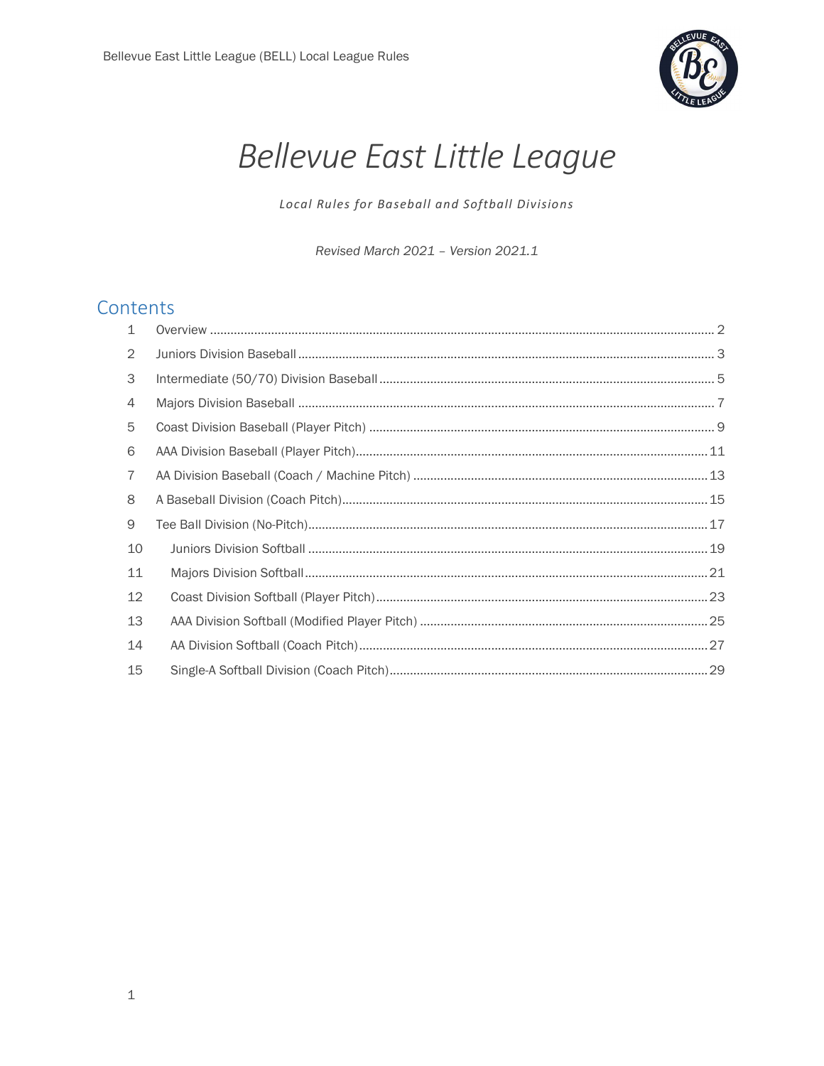# Bellevue East Little League

*Local Rules for Baseball and Softball Divisions*

*Revised March 2021 – Version 2021.1*

## Contents

1 Overview .......... 2
2 Juniors Division Baseball .......... 3
3 Intermediate (50/70) Division Baseball .......... 5
4 Majors Division Baseball .......... 7
5 Coast Division Baseball (Player Pitch) .......... 9
6 AAA Division Baseball (Player Pitch) .......... 11
7 AA Division Baseball (Coach / Machine Pitch) .......... 13
8 A Baseball Division (Coach Pitch) .......... 15
9 Tee Ball Division (No-Pitch) .......... 17
10 Juniors Division Softball .......... 19
11 Majors Division Softball .......... 21
12 Coast Division Softball (Player Pitch) .......... 23
13 AAA Division Softball (Modified Player Pitch) .......... 25
14 AA Division Softball (Coach Pitch) .......... 27
15 Single-A Softball Division (Coach Pitch) .......... 29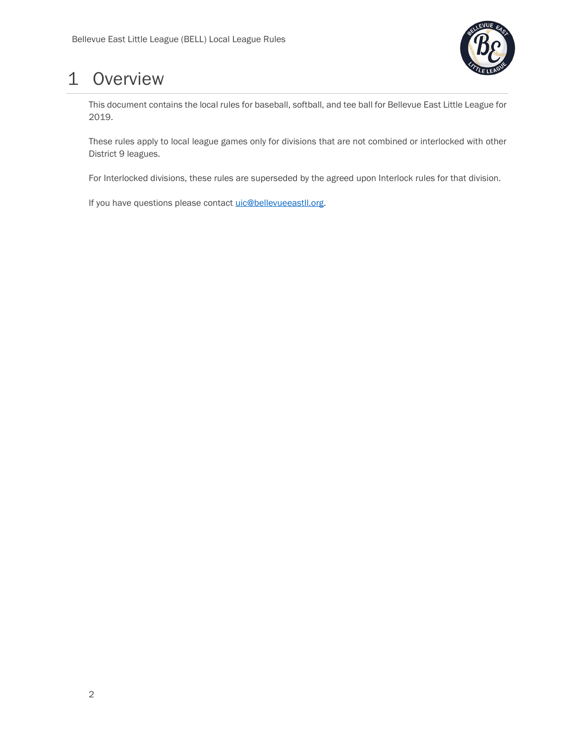# 1 Overview

This document contains the local rules for baseball, softball, and tee ball for Bellevue East Little League for 2019.

These rules apply to local league games only for divisions that are not combined or interlocked with other District 9 leagues.

For Interlocked divisions, these rules are superseded by the agreed upon Interlock rules for that division.

If you have questions please contact uic@bellevueeastll.org.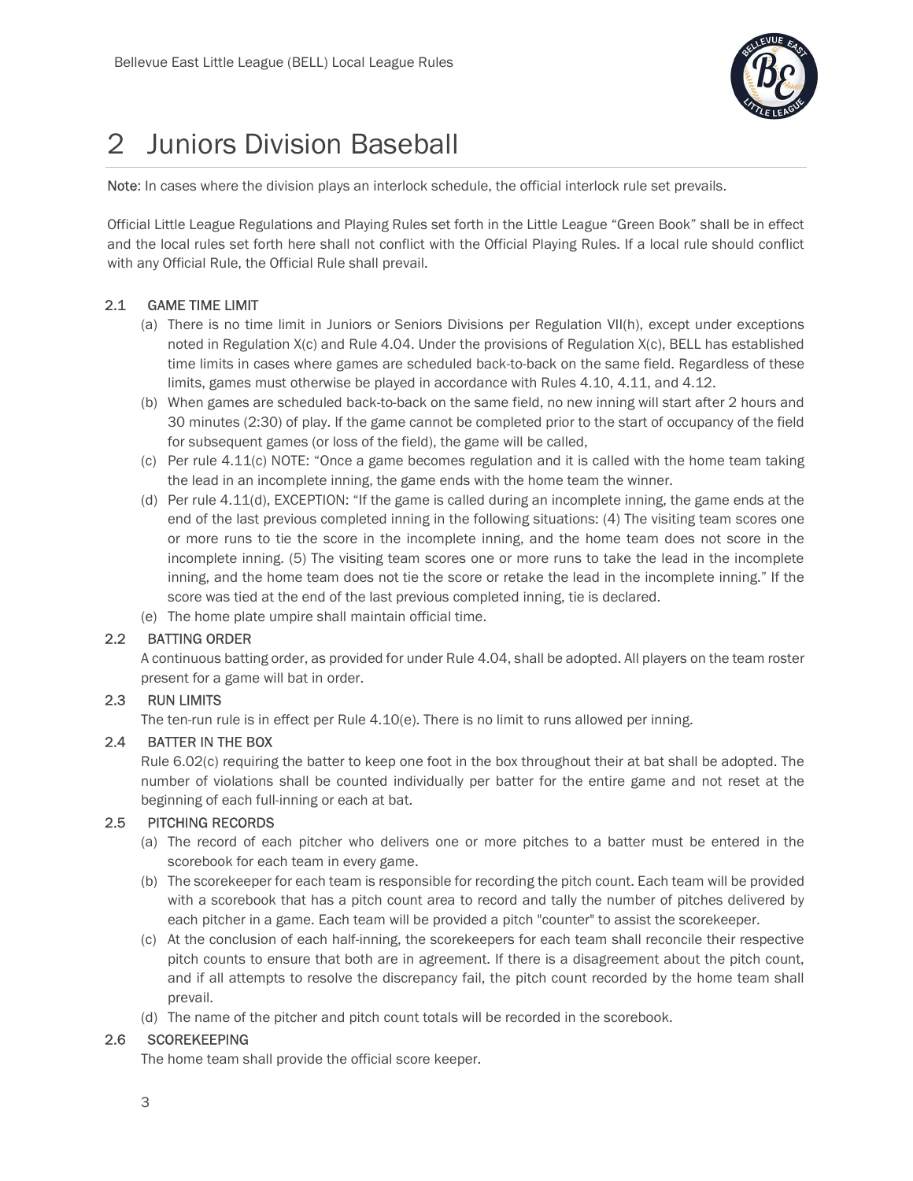# 2 Juniors Division Baseball

**Note**: In cases where the division plays an interlock schedule, the official interlock rule set prevails.

Official Little League Regulations and Playing Rules set forth in the Little League "Green Book" shall be in effect and the local rules set forth here shall not conflict with the Official Playing Rules. If a local rule should conflict with any Official Rule, the Official Rule shall prevail.

### 2.1 GAME TIME LIMIT

(a) There is no time limit in Juniors or Seniors Divisions per Regulation VII(h), except under exceptions noted in Regulation X(c) and Rule 4.04. Under the provisions of Regulation X(c), BELL has established time limits in cases where games are scheduled back-to-back on the same field. Regardless of these limits, games must otherwise be played in accordance with Rules 4.10, 4.11, and 4.12.

(b) When games are scheduled back-to-back on the same field, no new inning will start after 2 hours and 30 minutes (2:30) of play. If the game cannot be completed prior to the start of occupancy of the field for subsequent games (or loss of the field), the game will be called,

(c) Per rule 4.11(c) NOTE: "Once a game becomes regulation and it is called with the home team taking the lead in an incomplete inning, the game ends with the home team the winner.

(d) Per rule 4.11(d), EXCEPTION: "If the game is called during an incomplete inning, the game ends at the end of the last previous completed inning in the following situations: (4) The visiting team scores one or more runs to tie the score in the incomplete inning, and the home team does not score in the incomplete inning. (5) The visiting team scores one or more runs to take the lead in the incomplete inning, and the home team does not tie the score or retake the lead in the incomplete inning." If the score was tied at the end of the last previous completed inning, tie is declared.

(e) The home plate umpire shall maintain official time.

### 2.2 BATTING ORDER

A continuous batting order, as provided for under Rule 4.04, shall be adopted. All players on the team roster present for a game will bat in order.

### 2.3 RUN LIMITS

The ten-run rule is in effect per Rule 4.10(e). There is no limit to runs allowed per inning.

### 2.4 BATTER IN THE BOX

Rule 6.02(c) requiring the batter to keep one foot in the box throughout their at bat shall be adopted. The number of violations shall be counted individually per batter for the entire game and not reset at the beginning of each full-inning or each at bat.

### 2.5 PITCHING RECORDS

(a) The record of each pitcher who delivers one or more pitches to a batter must be entered in the scorebook for each team in every game.

(b) The scorekeeper for each team is responsible for recording the pitch count. Each team will be provided with a scorebook that has a pitch count area to record and tally the number of pitches delivered by each pitcher in a game. Each team will be provided a pitch "counter" to assist the scorekeeper.

(c) At the conclusion of each half-inning, the scorekeepers for each team shall reconcile their respective pitch counts to ensure that both are in agreement. If there is a disagreement about the pitch count, and if all attempts to resolve the discrepancy fail, the pitch count recorded by the home team shall prevail.

(d) The name of the pitcher and pitch count totals will be recorded in the scorebook.

### 2.6 SCOREKEEPING

The home team shall provide the official score keeper.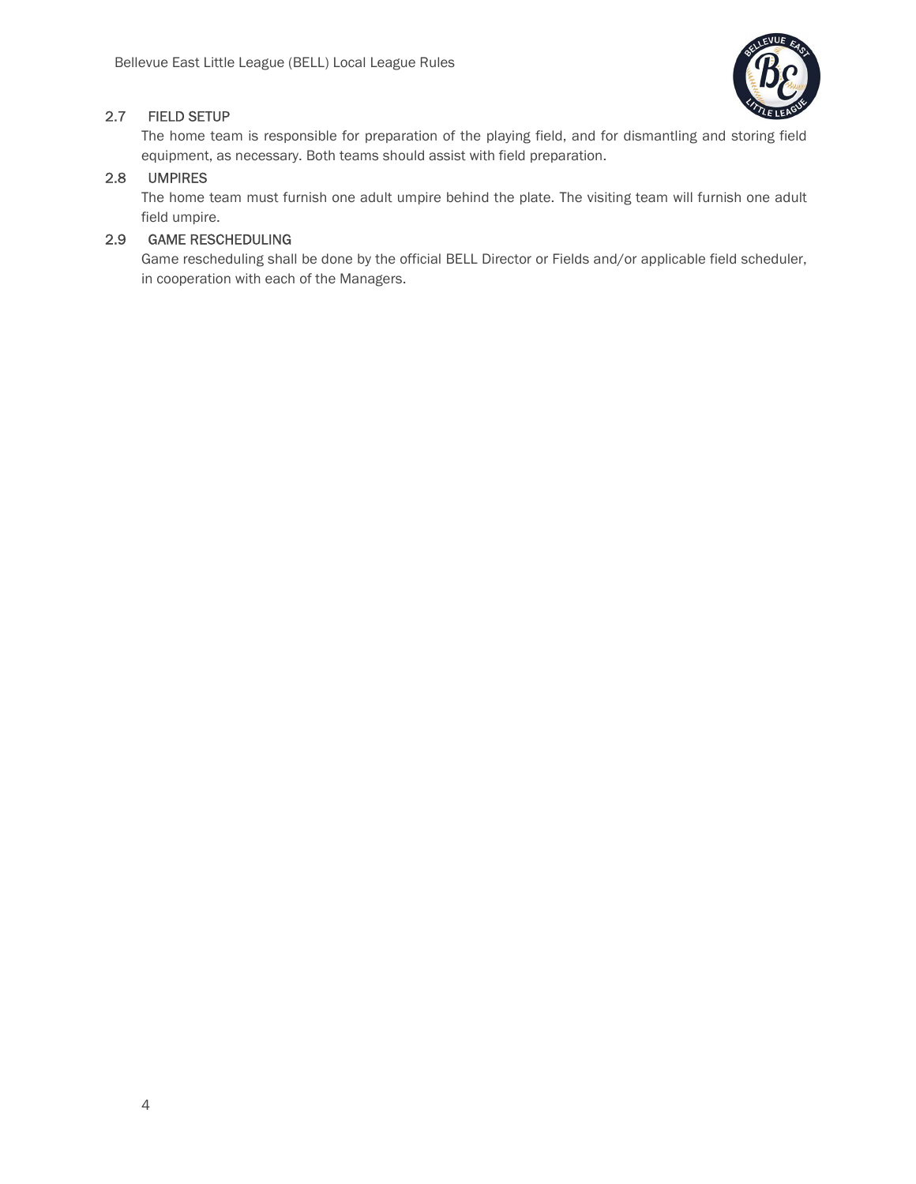### 2.7 FIELD SETUP

The home team is responsible for preparation of the playing field, and for dismantling and storing field equipment, as necessary. Both teams should assist with field preparation.

### 2.8 UMPIRES

The home team must furnish one adult umpire behind the plate. The visiting team will furnish one adult field umpire.

### 2.9 GAME RESCHEDULING

Game rescheduling shall be done by the official BELL Director or Fields and/or applicable field scheduler, in cooperation with each of the Managers.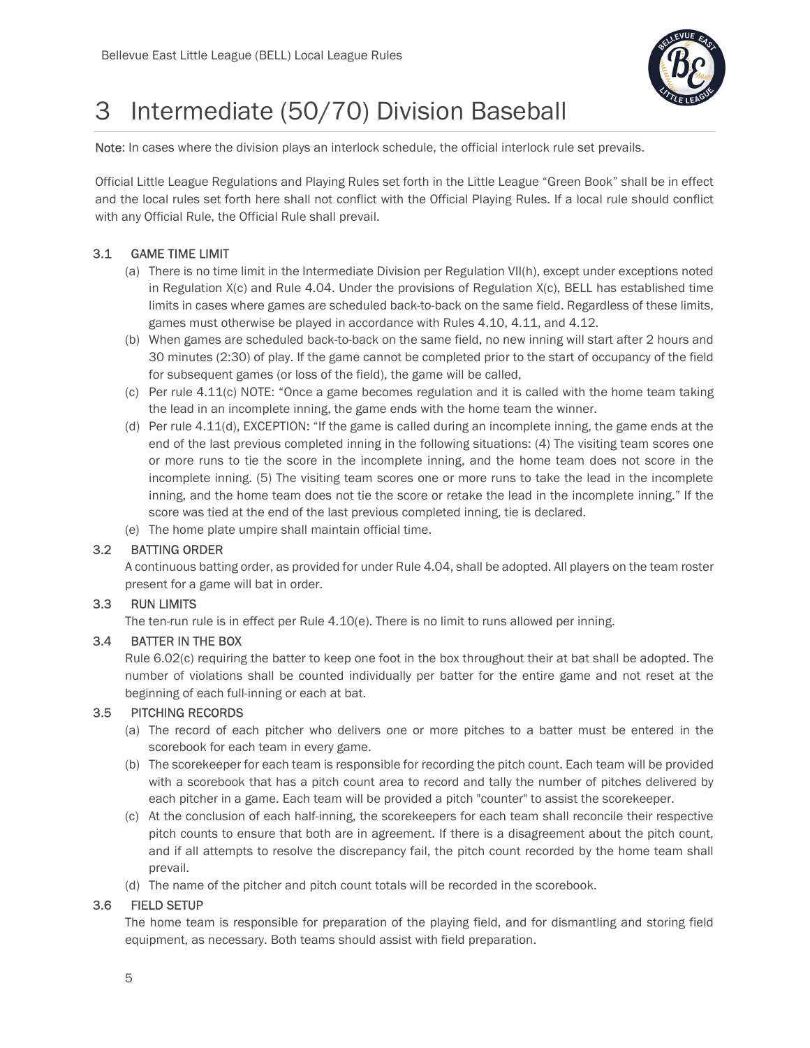# 3 Intermediate (50/70) Division Baseball

Note: In cases where the division plays an interlock schedule, the official interlock rule set prevails.

Official Little League Regulations and Playing Rules set forth in the Little League "Green Book" shall be in effect and the local rules set forth here shall not conflict with the Official Playing Rules. If a local rule should conflict with any Official Rule, the Official Rule shall prevail.

## 3.1 GAME TIME LIMIT

(a) There is no time limit in the Intermediate Division per Regulation VII(h), except under exceptions noted in Regulation X(c) and Rule 4.04. Under the provisions of Regulation X(c), BELL has established time limits in cases where games are scheduled back-to-back on the same field. Regardless of these limits, games must otherwise be played in accordance with Rules 4.10, 4.11, and 4.12.

(b) When games are scheduled back-to-back on the same field, no new inning will start after 2 hours and 30 minutes (2:30) of play. If the game cannot be completed prior to the start of occupancy of the field for subsequent games (or loss of the field), the game will be called,

(c) Per rule 4.11(c) NOTE: "Once a game becomes regulation and it is called with the home team taking the lead in an incomplete inning, the game ends with the home team the winner.

(d) Per rule 4.11(d), EXCEPTION: "If the game is called during an incomplete inning, the game ends at the end of the last previous completed inning in the following situations: (4) The visiting team scores one or more runs to tie the score in the incomplete inning, and the home team does not score in the incomplete inning. (5) The visiting team scores one or more runs to take the lead in the incomplete inning, and the home team does not tie the score or retake the lead in the incomplete inning." If the score was tied at the end of the last previous completed inning, tie is declared.

(e) The home plate umpire shall maintain official time.

## 3.2 BATTING ORDER

A continuous batting order, as provided for under Rule 4.04, shall be adopted. All players on the team roster present for a game will bat in order.

## 3.3 RUN LIMITS

The ten-run rule is in effect per Rule 4.10(e). There is no limit to runs allowed per inning.

## 3.4 BATTER IN THE BOX

Rule 6.02(c) requiring the batter to keep one foot in the box throughout their at bat shall be adopted. The number of violations shall be counted individually per batter for the entire game and not reset at the beginning of each full-inning or each at bat.

## 3.5 PITCHING RECORDS

(a) The record of each pitcher who delivers one or more pitches to a batter must be entered in the scorebook for each team in every game.

(b) The scorekeeper for each team is responsible for recording the pitch count. Each team will be provided with a scorebook that has a pitch count area to record and tally the number of pitches delivered by each pitcher in a game. Each team will be provided a pitch "counter" to assist the scorekeeper.

(c) At the conclusion of each half-inning, the scorekeepers for each team shall reconcile their respective pitch counts to ensure that both are in agreement. If there is a disagreement about the pitch count, and if all attempts to resolve the discrepancy fail, the pitch count recorded by the home team shall prevail.

(d) The name of the pitcher and pitch count totals will be recorded in the scorebook.

## 3.6 FIELD SETUP

The home team is responsible for preparation of the playing field, and for dismantling and storing field equipment, as necessary. Both teams should assist with field preparation.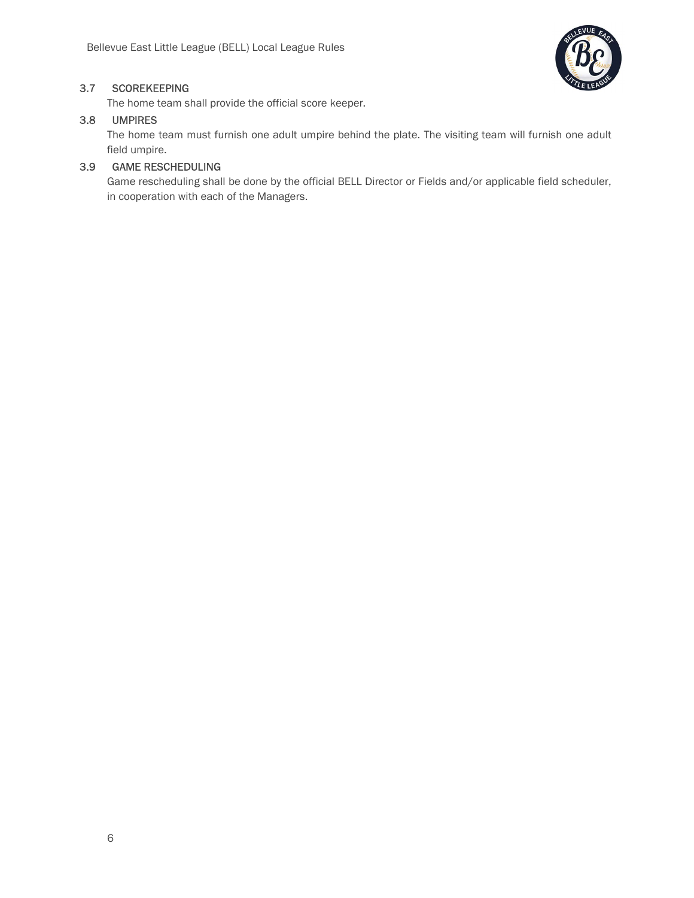### 3.7 SCOREKEEPING

The home team shall provide the official score keeper.

### 3.8 UMPIRES

The home team must furnish one adult umpire behind the plate. The visiting team will furnish one adult field umpire.

### 3.9 GAME RESCHEDULING

Game rescheduling shall be done by the official BELL Director or Fields and/or applicable field scheduler, in cooperation with each of the Managers.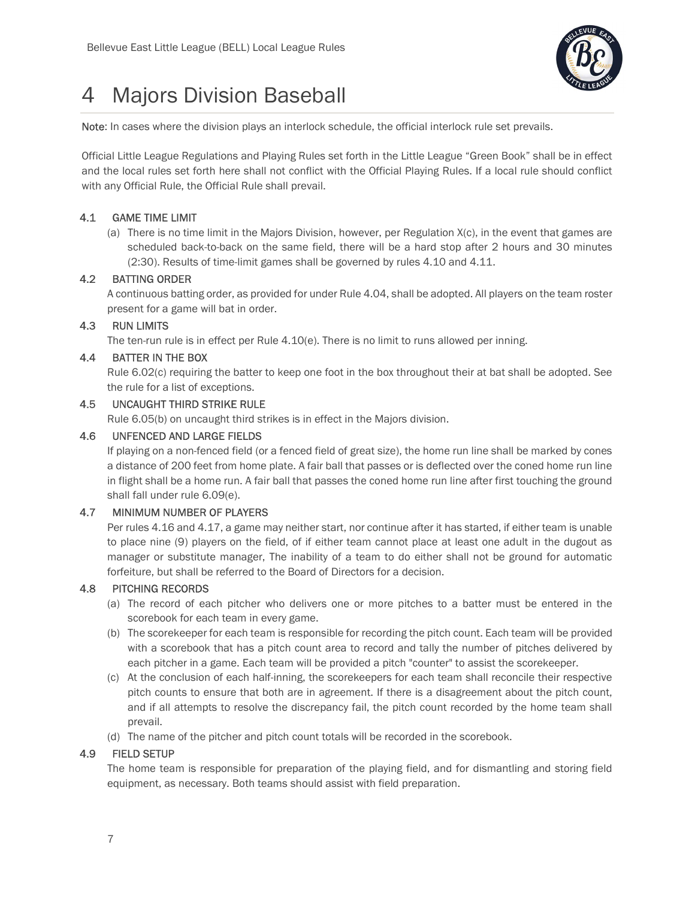# 4 Majors Division Baseball

**Note**: In cases where the division plays an interlock schedule, the official interlock rule set prevails.

Official Little League Regulations and Playing Rules set forth in the Little League "Green Book" shall be in effect and the local rules set forth here shall not conflict with the Official Playing Rules. If a local rule should conflict with any Official Rule, the Official Rule shall prevail.

### 4.1 GAME TIME LIMIT

(a) There is no time limit in the Majors Division, however, per Regulation X(c), in the event that games are scheduled back-to-back on the same field, there will be a hard stop after 2 hours and 30 minutes (2:30). Results of time-limit games shall be governed by rules 4.10 and 4.11.

### 4.2 BATTING ORDER

A continuous batting order, as provided for under Rule 4.04, shall be adopted. All players on the team roster present for a game will bat in order.

### 4.3 RUN LIMITS

The ten-run rule is in effect per Rule 4.10(e). There is no limit to runs allowed per inning.

### 4.4 BATTER IN THE BOX

Rule 6.02(c) requiring the batter to keep one foot in the box throughout their at bat shall be adopted. See the rule for a list of exceptions.

### 4.5 UNCAUGHT THIRD STRIKE RULE

Rule 6.05(b) on uncaught third strikes is in effect in the Majors division.

### 4.6 UNFENCED AND LARGE FIELDS

If playing on a non-fenced field (or a fenced field of great size), the home run line shall be marked by cones a distance of 200 feet from home plate. A fair ball that passes or is deflected over the coned home run line in flight shall be a home run. A fair ball that passes the coned home run line after first touching the ground shall fall under rule 6.09(e).

### 4.7 MINIMUM NUMBER OF PLAYERS

Per rules 4.16 and 4.17, a game may neither start, nor continue after it has started, if either team is unable to place nine (9) players on the field, of if either team cannot place at least one adult in the dugout as manager or substitute manager, The inability of a team to do either shall not be ground for automatic forfeiture, but shall be referred to the Board of Directors for a decision.

### 4.8 PITCHING RECORDS

(a) The record of each pitcher who delivers one or more pitches to a batter must be entered in the scorebook for each team in every game.

(b) The scorekeeper for each team is responsible for recording the pitch count. Each team will be provided with a scorebook that has a pitch count area to record and tally the number of pitches delivered by each pitcher in a game. Each team will be provided a pitch "counter" to assist the scorekeeper.

(c) At the conclusion of each half-inning, the scorekeepers for each team shall reconcile their respective pitch counts to ensure that both are in agreement. If there is a disagreement about the pitch count, and if all attempts to resolve the discrepancy fail, the pitch count recorded by the home team shall prevail.

(d) The name of the pitcher and pitch count totals will be recorded in the scorebook.

### 4.9 FIELD SETUP

The home team is responsible for preparation of the playing field, and for dismantling and storing field equipment, as necessary. Both teams should assist with field preparation.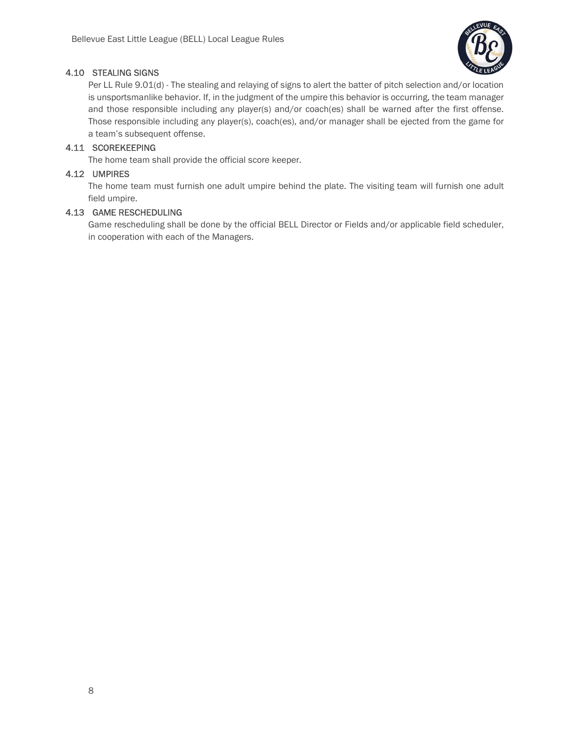### 4.10 STEALING SIGNS

Per LL Rule 9.01(d) - The stealing and relaying of signs to alert the batter of pitch selection and/or location is unsportsmanlike behavior. If, in the judgment of the umpire this behavior is occurring, the team manager and those responsible including any player(s) and/or coach(es) shall be warned after the first offense. Those responsible including any player(s), coach(es), and/or manager shall be ejected from the game for a team's subsequent offense.

### 4.11 SCOREKEEPING

The home team shall provide the official score keeper.

### 4.12 UMPIRES

The home team must furnish one adult umpire behind the plate. The visiting team will furnish one adult field umpire.

### 4.13 GAME RESCHEDULING

Game rescheduling shall be done by the official BELL Director or Fields and/or applicable field scheduler, in cooperation with each of the Managers.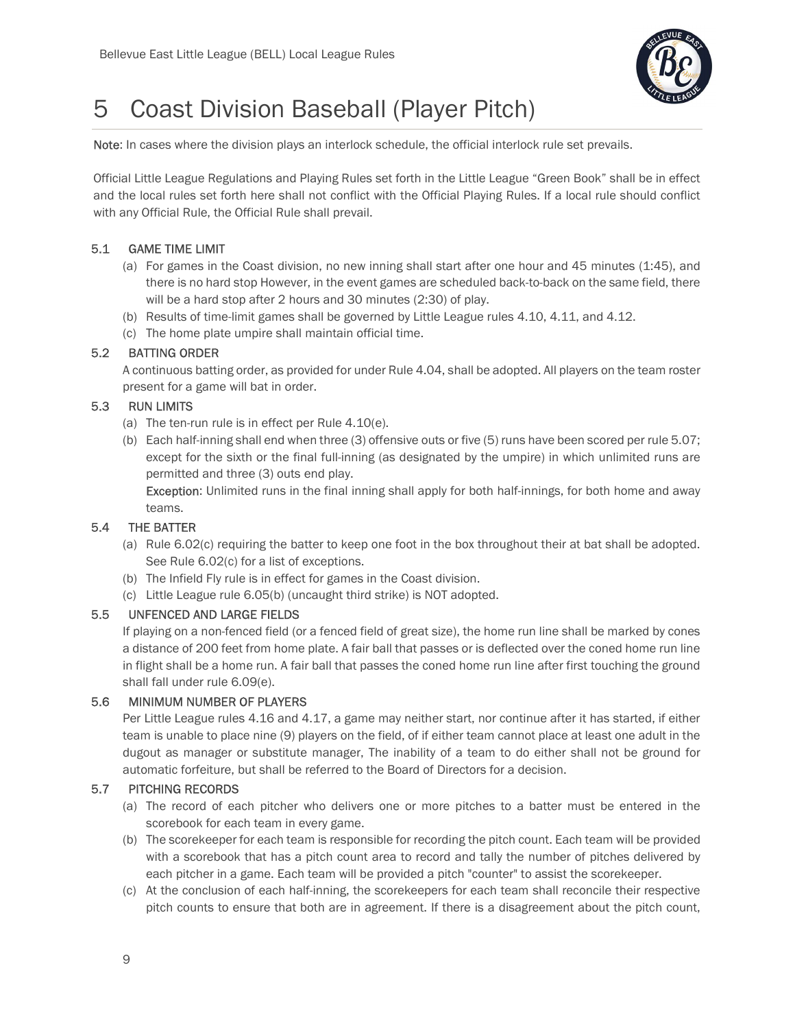# 5 Coast Division Baseball (Player Pitch)

**Note**: In cases where the division plays an interlock schedule, the official interlock rule set prevails.

Official Little League Regulations and Playing Rules set forth in the Little League "Green Book" shall be in effect and the local rules set forth here shall not conflict with the Official Playing Rules. If a local rule should conflict with any Official Rule, the Official Rule shall prevail.

### 5.1 GAME TIME LIMIT

(a) For games in the Coast division, no new inning shall start after one hour and 45 minutes (1:45), and there is no hard stop However, in the event games are scheduled back-to-back on the same field, there will be a hard stop after 2 hours and 30 minutes (2:30) of play.

(b) Results of time-limit games shall be governed by Little League rules 4.10, 4.11, and 4.12.

(c) The home plate umpire shall maintain official time.

### 5.2 BATTING ORDER

A continuous batting order, as provided for under Rule 4.04, shall be adopted. All players on the team roster present for a game will bat in order.

### 5.3 RUN LIMITS

(a) The ten-run rule is in effect per Rule 4.10(e).

(b) Each half-inning shall end when three (3) offensive outs or five (5) runs have been scored per rule 5.07; except for the sixth or the final full-inning (as designated by the umpire) in which unlimited runs are permitted and three (3) outs end play.

**Exception**: Unlimited runs in the final inning shall apply for both half-innings, for both home and away teams.

### 5.4 THE BATTER

(a) Rule 6.02(c) requiring the batter to keep one foot in the box throughout their at bat shall be adopted. See Rule 6.02(c) for a list of exceptions.

(b) The Infield Fly rule is in effect for games in the Coast division.

(c) Little League rule 6.05(b) (uncaught third strike) is NOT adopted.

### 5.5 UNFENCED AND LARGE FIELDS

If playing on a non-fenced field (or a fenced field of great size), the home run line shall be marked by cones a distance of 200 feet from home plate. A fair ball that passes or is deflected over the coned home run line in flight shall be a home run. A fair ball that passes the coned home run line after first touching the ground shall fall under rule 6.09(e).

### 5.6 MINIMUM NUMBER OF PLAYERS

Per Little League rules 4.16 and 4.17, a game may neither start, nor continue after it has started, if either team is unable to place nine (9) players on the field, of if either team cannot place at least one adult in the dugout as manager or substitute manager, The inability of a team to do either shall not be ground for automatic forfeiture, but shall be referred to the Board of Directors for a decision.

### 5.7 PITCHING RECORDS

(a) The record of each pitcher who delivers one or more pitches to a batter must be entered in the scorebook for each team in every game.

(b) The scorekeeper for each team is responsible for recording the pitch count. Each team will be provided with a scorebook that has a pitch count area to record and tally the number of pitches delivered by each pitcher in a game. Each team will be provided a pitch "counter" to assist the scorekeeper.

(c) At the conclusion of each half-inning, the scorekeepers for each team shall reconcile their respective pitch counts to ensure that both are in agreement. If there is a disagreement about the pitch count,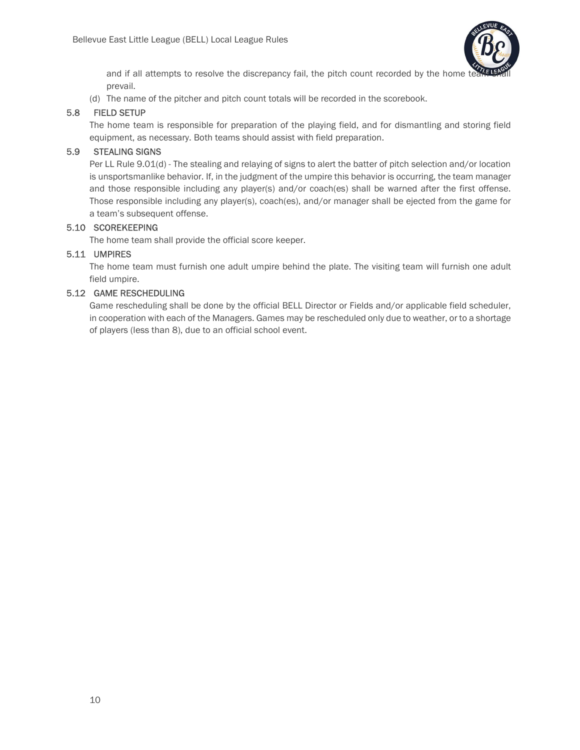and if all attempts to resolve the discrepancy fail, the pitch count recorded by the home team shall prevail.

(d) The name of the pitcher and pitch count totals will be recorded in the scorebook.

### 5.8 FIELD SETUP

The home team is responsible for preparation of the playing field, and for dismantling and storing field equipment, as necessary. Both teams should assist with field preparation.

### 5.9 STEALING SIGNS

Per LL Rule 9.01(d) - The stealing and relaying of signs to alert the batter of pitch selection and/or location is unsportsmanlike behavior. If, in the judgment of the umpire this behavior is occurring, the team manager and those responsible including any player(s) and/or coach(es) shall be warned after the first offense. Those responsible including any player(s), coach(es), and/or manager shall be ejected from the game for a team's subsequent offense.

### 5.10 SCOREKEEPING

The home team shall provide the official score keeper.

### 5.11 UMPIRES

The home team must furnish one adult umpire behind the plate. The visiting team will furnish one adult field umpire.

### 5.12 GAME RESCHEDULING

Game rescheduling shall be done by the official BELL Director or Fields and/or applicable field scheduler, in cooperation with each of the Managers. Games may be rescheduled only due to weather, or to a shortage of players (less than 8), due to an official school event.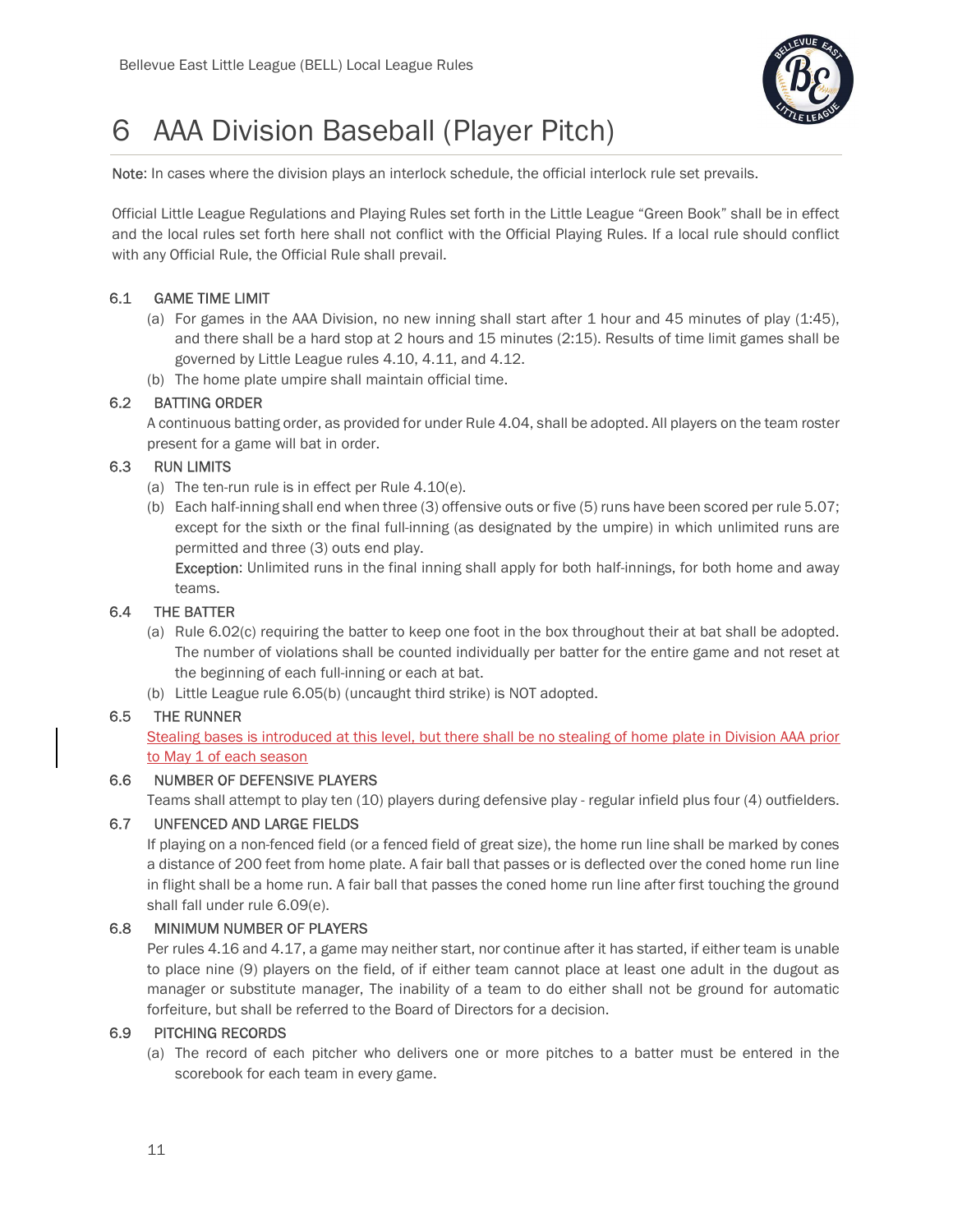# 6 AAA Division Baseball (Player Pitch)

**Note**: In cases where the division plays an interlock schedule, the official interlock rule set prevails.

Official Little League Regulations and Playing Rules set forth in the Little League "Green Book" shall be in effect and the local rules set forth here shall not conflict with the Official Playing Rules. If a local rule should conflict with any Official Rule, the Official Rule shall prevail.

### 6.1 GAME TIME LIMIT

(a) For games in the AAA Division, no new inning shall start after 1 hour and 45 minutes of play (1:45), and there shall be a hard stop at 2 hours and 15 minutes (2:15). Results of time limit games shall be governed by Little League rules 4.10, 4.11, and 4.12.

(b) The home plate umpire shall maintain official time.

### 6.2 BATTING ORDER

A continuous batting order, as provided for under Rule 4.04, shall be adopted. All players on the team roster present for a game will bat in order.

### 6.3 RUN LIMITS

(a) The ten-run rule is in effect per Rule 4.10(e).

(b) Each half-inning shall end when three (3) offensive outs or five (5) runs have been scored per rule 5.07; except for the sixth or the final full-inning (as designated by the umpire) in which unlimited runs are permitted and three (3) outs end play.

**Exception**: Unlimited runs in the final inning shall apply for both half-innings, for both home and away teams.

### 6.4 THE BATTER

(a) Rule 6.02(c) requiring the batter to keep one foot in the box throughout their at bat shall be adopted. The number of violations shall be counted individually per batter for the entire game and not reset at the beginning of each full-inning or each at bat.

(b) Little League rule 6.05(b) (uncaught third strike) is NOT adopted.

### 6.5 THE RUNNER

Stealing bases is introduced at this level, but there shall be no stealing of home plate in Division AAA prior to May 1 of each season

### 6.6 NUMBER OF DEFENSIVE PLAYERS

Teams shall attempt to play ten (10) players during defensive play - regular infield plus four (4) outfielders.

### 6.7 UNFENCED AND LARGE FIELDS

If playing on a non-fenced field (or a fenced field of great size), the home run line shall be marked by cones a distance of 200 feet from home plate. A fair ball that passes or is deflected over the coned home run line in flight shall be a home run. A fair ball that passes the coned home run line after first touching the ground shall fall under rule 6.09(e).

### 6.8 MINIMUM NUMBER OF PLAYERS

Per rules 4.16 and 4.17, a game may neither start, nor continue after it has started, if either team is unable to place nine (9) players on the field, of if either team cannot place at least one adult in the dugout as manager or substitute manager, The inability of a team to do either shall not be ground for automatic forfeiture, but shall be referred to the Board of Directors for a decision.

### 6.9 PITCHING RECORDS

(a) The record of each pitcher who delivers one or more pitches to a batter must be entered in the scorebook for each team in every game.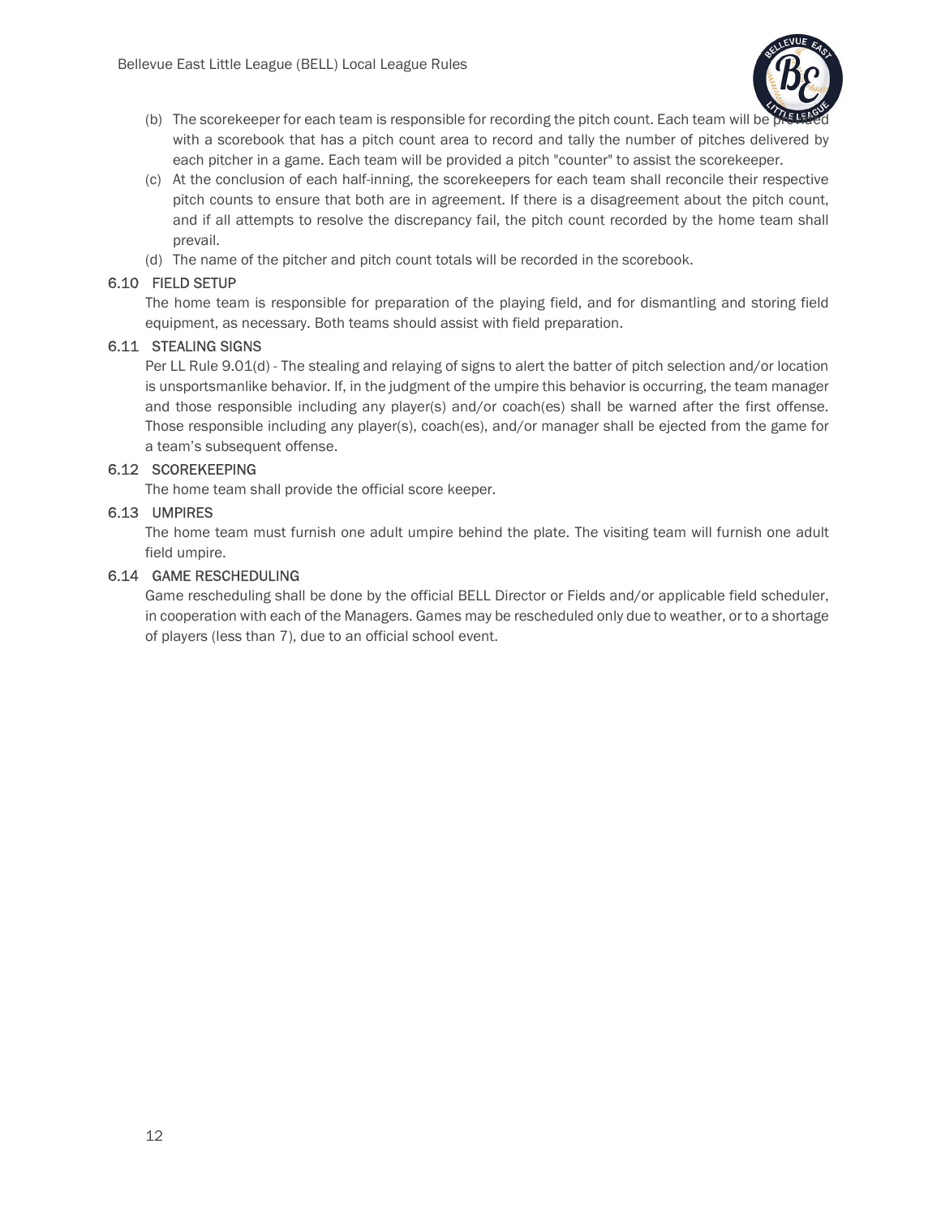(b) The scorekeeper for each team is responsible for recording the pitch count. Each team will be provided with a scorebook that has a pitch count area to record and tally the number of pitches delivered by each pitcher in a game. Each team will be provided a pitch "counter" to assist the scorekeeper.

(c) At the conclusion of each half-inning, the scorekeepers for each team shall reconcile their respective pitch counts to ensure that both are in agreement. If there is a disagreement about the pitch count, and if all attempts to resolve the discrepancy fail, the pitch count recorded by the home team shall prevail.

(d) The name of the pitcher and pitch count totals will be recorded in the scorebook.

### 6.10 FIELD SETUP

The home team is responsible for preparation of the playing field, and for dismantling and storing field equipment, as necessary. Both teams should assist with field preparation.

### 6.11 STEALING SIGNS

Per LL Rule 9.01(d) - The stealing and relaying of signs to alert the batter of pitch selection and/or location is unsportsmanlike behavior. If, in the judgment of the umpire this behavior is occurring, the team manager and those responsible including any player(s) and/or coach(es) shall be warned after the first offense. Those responsible including any player(s), coach(es), and/or manager shall be ejected from the game for a team's subsequent offense.

### 6.12 SCOREKEEPING

The home team shall provide the official score keeper.

### 6.13 UMPIRES

The home team must furnish one adult umpire behind the plate. The visiting team will furnish one adult field umpire.

### 6.14 GAME RESCHEDULING

Game rescheduling shall be done by the official BELL Director or Fields and/or applicable field scheduler, in cooperation with each of the Managers. Games may be rescheduled only due to weather, or to a shortage of players (less than 7), due to an official school event.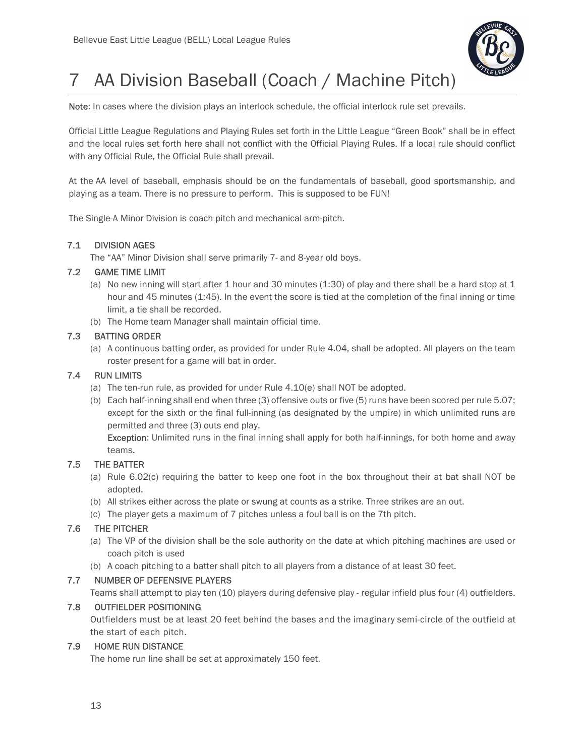# 7 AA Division Baseball (Coach / Machine Pitch)

**Note**: In cases where the division plays an interlock schedule, the official interlock rule set prevails.

Official Little League Regulations and Playing Rules set forth in the Little League "Green Book" shall be in effect and the local rules set forth here shall not conflict with the Official Playing Rules. If a local rule should conflict with any Official Rule, the Official Rule shall prevail.

At the AA level of baseball, emphasis should be on the fundamentals of baseball, good sportsmanship, and playing as a team. There is no pressure to perform. This is supposed to be FUN!

The Single-A Minor Division is coach pitch and mechanical arm-pitch.

## 7.1 DIVISION AGES

The "AA" Minor Division shall serve primarily 7- and 8-year old boys.

## 7.2 GAME TIME LIMIT

(a) No new inning will start after 1 hour and 30 minutes (1:30) of play and there shall be a hard stop at 1 hour and 45 minutes (1:45). In the event the score is tied at the completion of the final inning or time limit, a tie shall be recorded.

(b) The Home team Manager shall maintain official time.

## 7.3 BATTING ORDER

(a) A continuous batting order, as provided for under Rule 4.04, shall be adopted. All players on the team roster present for a game will bat in order.

## 7.4 RUN LIMITS

(a) The ten-run rule, as provided for under Rule 4.10(e) shall NOT be adopted.

(b) Each half-inning shall end when three (3) offensive outs or five (5) runs have been scored per rule 5.07; except for the sixth or the final full-inning (as designated by the umpire) in which unlimited runs are permitted and three (3) outs end play.
**Exception**: Unlimited runs in the final inning shall apply for both half-innings, for both home and away teams.

## 7.5 THE BATTER

(a) Rule 6.02(c) requiring the batter to keep one foot in the box throughout their at bat shall NOT be adopted.

(b) All strikes either across the plate or swung at counts as a strike. Three strikes are an out.

(c) The player gets a maximum of 7 pitches unless a foul ball is on the 7th pitch.

## 7.6 THE PITCHER

(a) The VP of the division shall be the sole authority on the date at which pitching machines are used or coach pitch is used

(b) A coach pitching to a batter shall pitch to all players from a distance of at least 30 feet.

## 7.7 NUMBER OF DEFENSIVE PLAYERS

Teams shall attempt to play ten (10) players during defensive play - regular infield plus four (4) outfielders.

## 7.8 OUTFIELDER POSITIONING

Outfielders must be at least 20 feet behind the bases and the imaginary semi-circle of the outfield at the start of each pitch.

## 7.9 HOME RUN DISTANCE

The home run line shall be set at approximately 150 feet.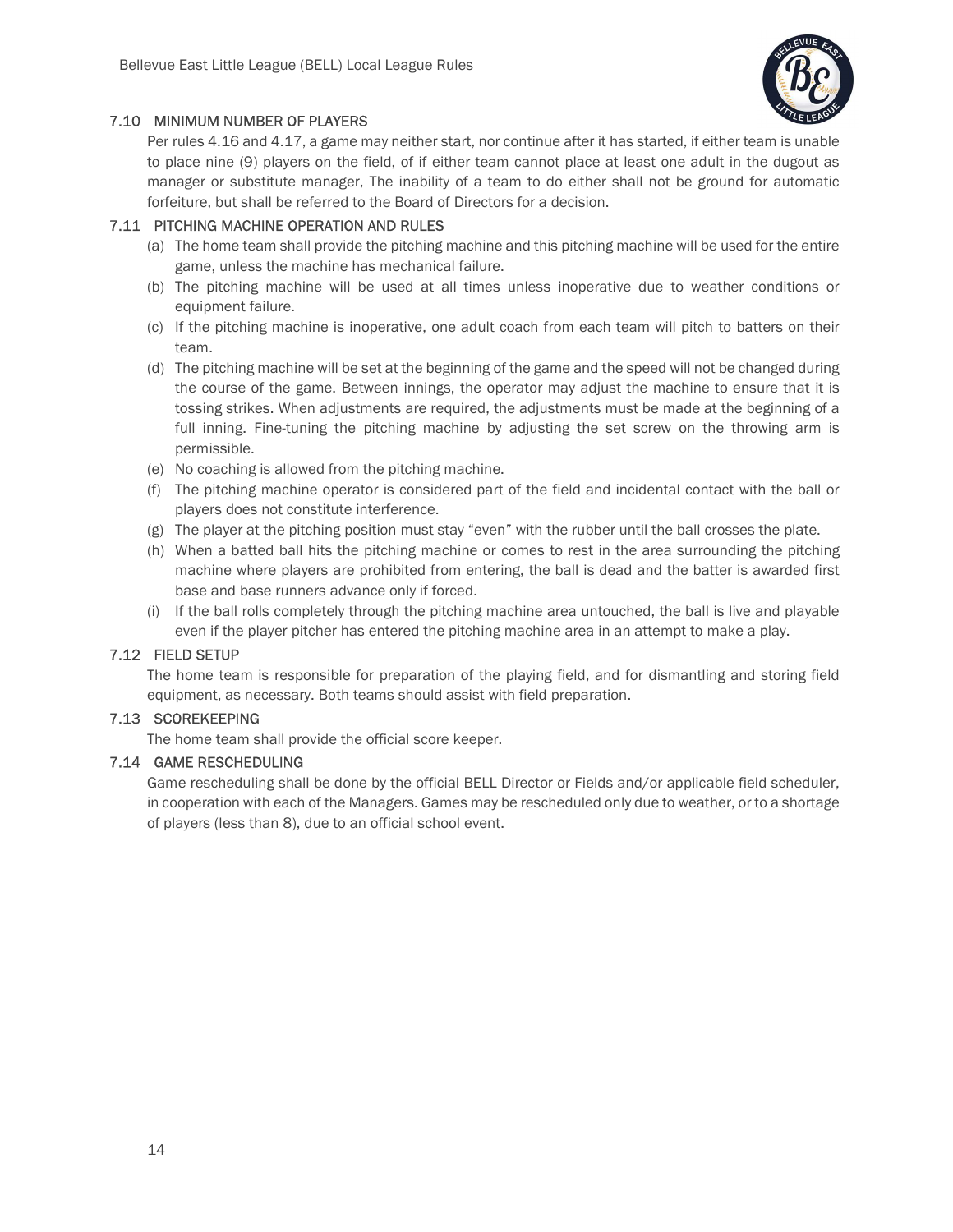### 7.10 MINIMUM NUMBER OF PLAYERS

Per rules 4.16 and 4.17, a game may neither start, nor continue after it has started, if either team is unable to place nine (9) players on the field, of if either team cannot place at least one adult in the dugout as manager or substitute manager, The inability of a team to do either shall not be ground for automatic forfeiture, but shall be referred to the Board of Directors for a decision.

### 7.11 PITCHING MACHINE OPERATION AND RULES

(a) The home team shall provide the pitching machine and this pitching machine will be used for the entire game, unless the machine has mechanical failure.

(b) The pitching machine will be used at all times unless inoperative due to weather conditions or equipment failure.

(c) If the pitching machine is inoperative, one adult coach from each team will pitch to batters on their team.

(d) The pitching machine will be set at the beginning of the game and the speed will not be changed during the course of the game. Between innings, the operator may adjust the machine to ensure that it is tossing strikes. When adjustments are required, the adjustments must be made at the beginning of a full inning. Fine-tuning the pitching machine by adjusting the set screw on the throwing arm is permissible.

(e) No coaching is allowed from the pitching machine.

(f) The pitching machine operator is considered part of the field and incidental contact with the ball or players does not constitute interference.

(g) The player at the pitching position must stay "even" with the rubber until the ball crosses the plate.

(h) When a batted ball hits the pitching machine or comes to rest in the area surrounding the pitching machine where players are prohibited from entering, the ball is dead and the batter is awarded first base and base runners advance only if forced.

(i) If the ball rolls completely through the pitching machine area untouched, the ball is live and playable even if the player pitcher has entered the pitching machine area in an attempt to make a play.

### 7.12 FIELD SETUP

The home team is responsible for preparation of the playing field, and for dismantling and storing field equipment, as necessary. Both teams should assist with field preparation.

### 7.13 SCOREKEEPING

The home team shall provide the official score keeper.

### 7.14 GAME RESCHEDULING

Game rescheduling shall be done by the official BELL Director or Fields and/or applicable field scheduler, in cooperation with each of the Managers. Games may be rescheduled only due to weather, or to a shortage of players (less than 8), due to an official school event.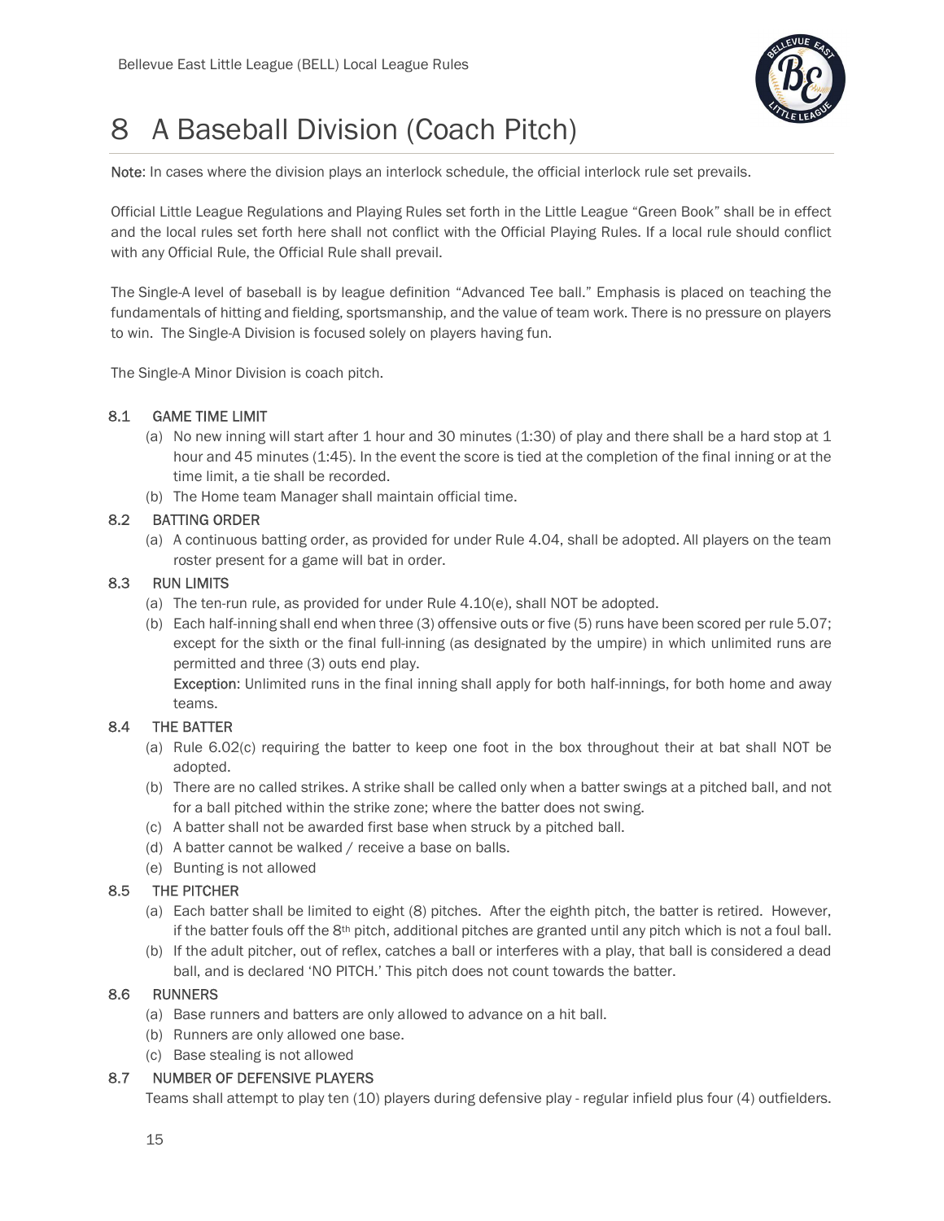# 8 A Baseball Division (Coach Pitch)

**Note**: In cases where the division plays an interlock schedule, the official interlock rule set prevails.

Official Little League Regulations and Playing Rules set forth in the Little League "Green Book" shall be in effect and the local rules set forth here shall not conflict with the Official Playing Rules. If a local rule should conflict with any Official Rule, the Official Rule shall prevail.

The Single-A level of baseball is by league definition "Advanced Tee ball." Emphasis is placed on teaching the fundamentals of hitting and fielding, sportsmanship, and the value of team work. There is no pressure on players to win. The Single-A Division is focused solely on players having fun.

The Single-A Minor Division is coach pitch.

## 8.1 GAME TIME LIMIT

(a) No new inning will start after 1 hour and 30 minutes (1:30) of play and there shall be a hard stop at 1 hour and 45 minutes (1:45). In the event the score is tied at the completion of the final inning or at the time limit, a tie shall be recorded.

(b) The Home team Manager shall maintain official time.

## 8.2 BATTING ORDER

(a) A continuous batting order, as provided for under Rule 4.04, shall be adopted. All players on the team roster present for a game will bat in order.

## 8.3 RUN LIMITS

(a) The ten-run rule, as provided for under Rule 4.10(e), shall NOT be adopted.

(b) Each half-inning shall end when three (3) offensive outs or five (5) runs have been scored per rule 5.07; except for the sixth or the final full-inning (as designated by the umpire) in which unlimited runs are permitted and three (3) outs end play.

**Exception**: Unlimited runs in the final inning shall apply for both half-innings, for both home and away teams.

## 8.4 THE BATTER

(a) Rule 6.02(c) requiring the batter to keep one foot in the box throughout their at bat shall NOT be adopted.

(b) There are no called strikes. A strike shall be called only when a batter swings at a pitched ball, and not for a ball pitched within the strike zone; where the batter does not swing.

(c) A batter shall not be awarded first base when struck by a pitched ball.

(d) A batter cannot be walked / receive a base on balls.

(e) Bunting is not allowed

## 8.5 THE PITCHER

(a) Each batter shall be limited to eight (8) pitches. After the eighth pitch, the batter is retired. However, if the batter fouls off the 8th pitch, additional pitches are granted until any pitch which is not a foul ball.

(b) If the adult pitcher, out of reflex, catches a ball or interferes with a play, that ball is considered a dead ball, and is declared 'NO PITCH.' This pitch does not count towards the batter.

## 8.6 RUNNERS

(a) Base runners and batters are only allowed to advance on a hit ball.

(b) Runners are only allowed one base.

(c) Base stealing is not allowed

## 8.7 NUMBER OF DEFENSIVE PLAYERS

Teams shall attempt to play ten (10) players during defensive play - regular infield plus four (4) outfielders.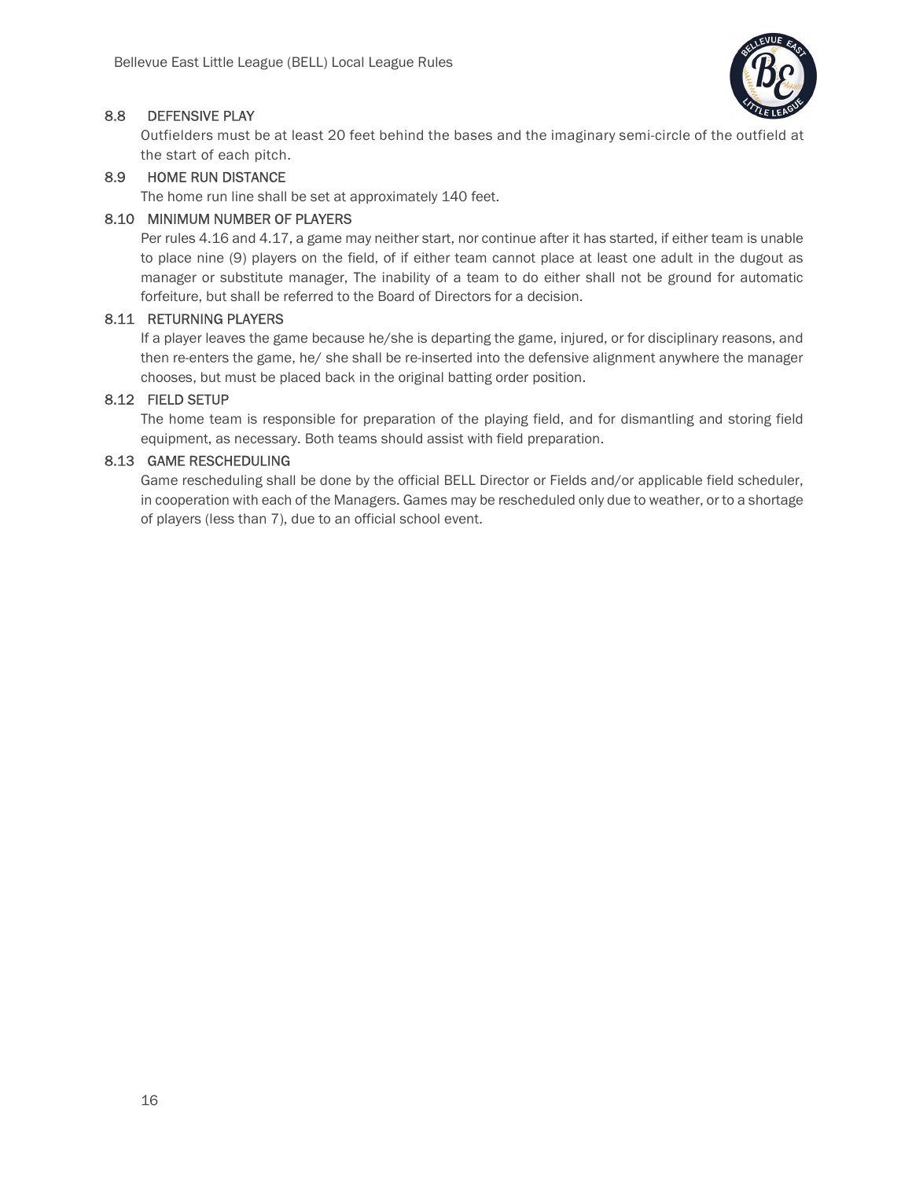### 8.8 DEFENSIVE PLAY

Outfielders must be at least 20 feet behind the bases and the imaginary semi-circle of the outfield at the start of each pitch.

### 8.9 HOME RUN DISTANCE

The home run line shall be set at approximately 140 feet.

### 8.10 MINIMUM NUMBER OF PLAYERS

Per rules 4.16 and 4.17, a game may neither start, nor continue after it has started, if either team is unable to place nine (9) players on the field, of if either team cannot place at least one adult in the dugout as manager or substitute manager, The inability of a team to do either shall not be ground for automatic forfeiture, but shall be referred to the Board of Directors for a decision.

### 8.11 RETURNING PLAYERS

If a player leaves the game because he/she is departing the game, injured, or for disciplinary reasons, and then re-enters the game, he/ she shall be re-inserted into the defensive alignment anywhere the manager chooses, but must be placed back in the original batting order position.

### 8.12 FIELD SETUP

The home team is responsible for preparation of the playing field, and for dismantling and storing field equipment, as necessary. Both teams should assist with field preparation.

### 8.13 GAME RESCHEDULING

Game rescheduling shall be done by the official BELL Director or Fields and/or applicable field scheduler, in cooperation with each of the Managers. Games may be rescheduled only due to weather, or to a shortage of players (less than 7), due to an official school event.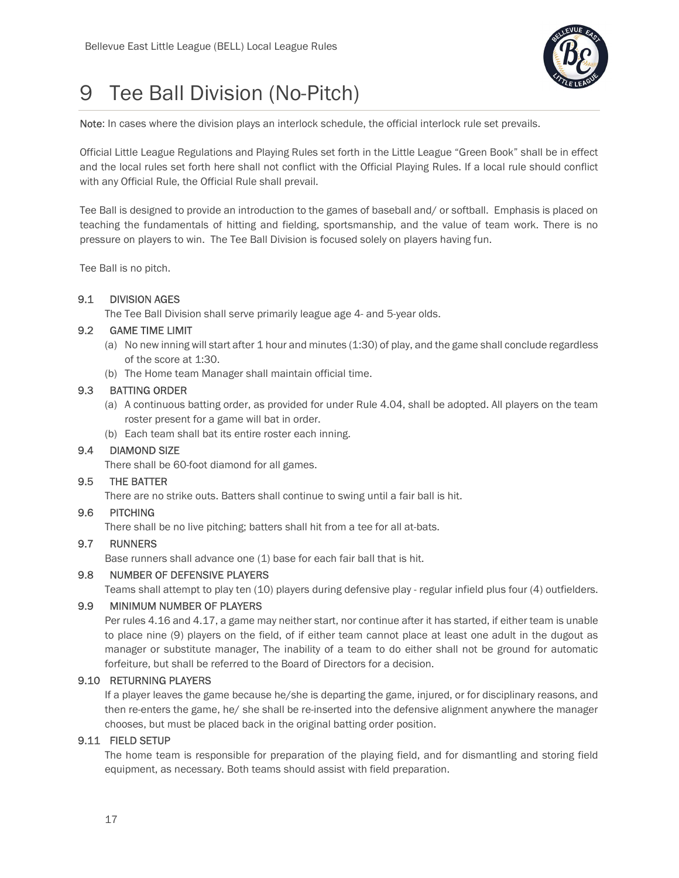# 9 Tee Ball Division (No-Pitch)

**Note**: In cases where the division plays an interlock schedule, the official interlock rule set prevails.

Official Little League Regulations and Playing Rules set forth in the Little League "Green Book" shall be in effect and the local rules set forth here shall not conflict with the Official Playing Rules. If a local rule should conflict with any Official Rule, the Official Rule shall prevail.

Tee Ball is designed to provide an introduction to the games of baseball and/ or softball. Emphasis is placed on teaching the fundamentals of hitting and fielding, sportsmanship, and the value of team work. There is no pressure on players to win. The Tee Ball Division is focused solely on players having fun.

Tee Ball is no pitch.

### 9.1 DIVISION AGES

The Tee Ball Division shall serve primarily league age 4- and 5-year olds.

### 9.2 GAME TIME LIMIT

(a) No new inning will start after 1 hour and minutes (1:30) of play, and the game shall conclude regardless of the score at 1:30.

(b) The Home team Manager shall maintain official time.

### 9.3 BATTING ORDER

(a) A continuous batting order, as provided for under Rule 4.04, shall be adopted. All players on the team roster present for a game will bat in order.

(b) Each team shall bat its entire roster each inning.

### 9.4 DIAMOND SIZE

There shall be 60-foot diamond for all games.

### 9.5 THE BATTER

There are no strike outs. Batters shall continue to swing until a fair ball is hit.

### 9.6 PITCHING

There shall be no live pitching; batters shall hit from a tee for all at-bats.

### 9.7 RUNNERS

Base runners shall advance one (1) base for each fair ball that is hit.

### 9.8 NUMBER OF DEFENSIVE PLAYERS

Teams shall attempt to play ten (10) players during defensive play - regular infield plus four (4) outfielders.

### 9.9 MINIMUM NUMBER OF PLAYERS

Per rules 4.16 and 4.17, a game may neither start, nor continue after it has started, if either team is unable to place nine (9) players on the field, of if either team cannot place at least one adult in the dugout as manager or substitute manager, The inability of a team to do either shall not be ground for automatic forfeiture, but shall be referred to the Board of Directors for a decision.

### 9.10 RETURNING PLAYERS

If a player leaves the game because he/she is departing the game, injured, or for disciplinary reasons, and then re-enters the game, he/ she shall be re-inserted into the defensive alignment anywhere the manager chooses, but must be placed back in the original batting order position.

### 9.11 FIELD SETUP

The home team is responsible for preparation of the playing field, and for dismantling and storing field equipment, as necessary. Both teams should assist with field preparation.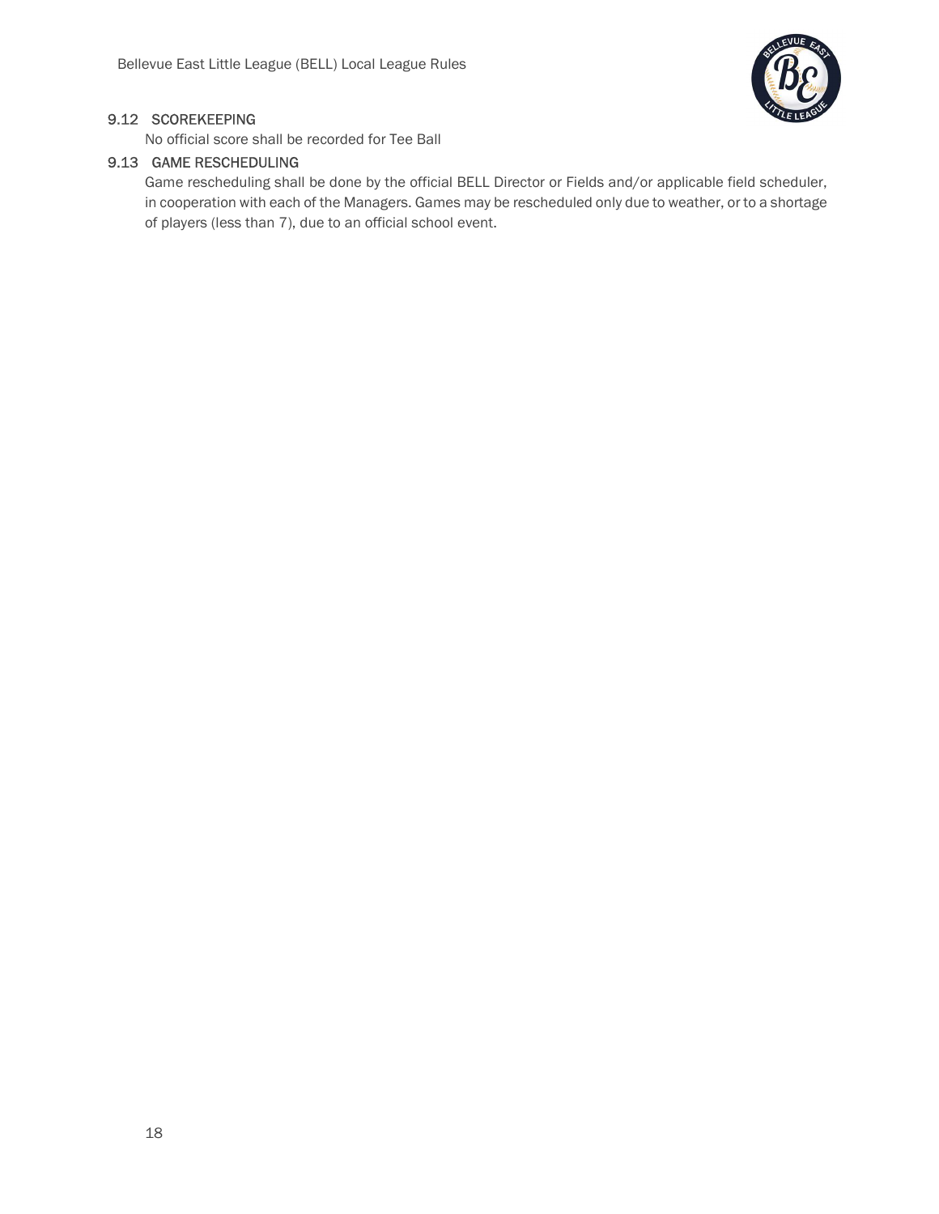### 9.12 SCOREKEEPING

No official score shall be recorded for Tee Ball

### 9.13 GAME RESCHEDULING

Game rescheduling shall be done by the official BELL Director or Fields and/or applicable field scheduler, in cooperation with each of the Managers. Games may be rescheduled only due to weather, or to a shortage of players (less than 7), due to an official school event.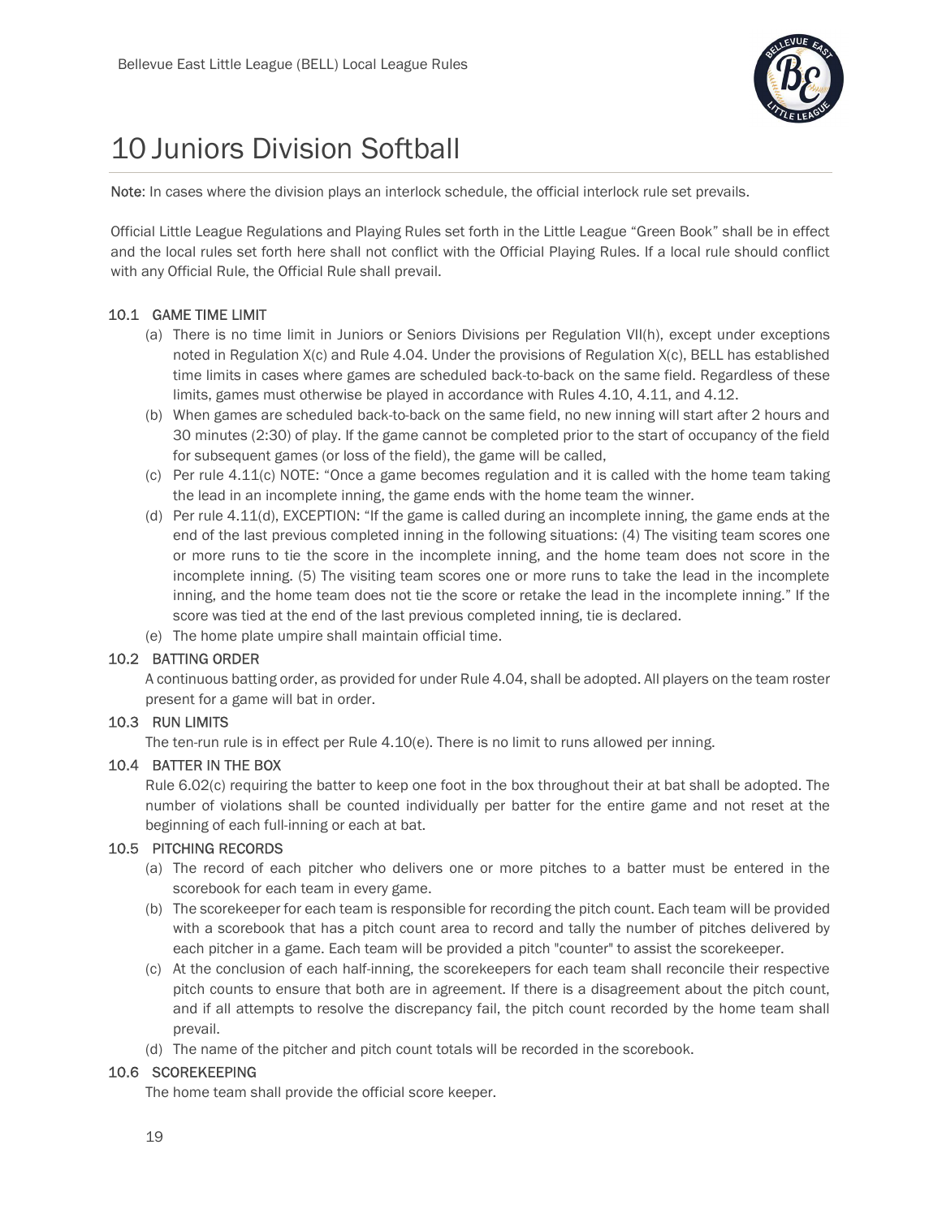# 10 Juniors Division Softball

Note: In cases where the division plays an interlock schedule, the official interlock rule set prevails.

Official Little League Regulations and Playing Rules set forth in the Little League "Green Book" shall be in effect and the local rules set forth here shall not conflict with the Official Playing Rules. If a local rule should conflict with any Official Rule, the Official Rule shall prevail.

### 10.1 GAME TIME LIMIT

(a) There is no time limit in Juniors or Seniors Divisions per Regulation VII(h), except under exceptions noted in Regulation X(c) and Rule 4.04. Under the provisions of Regulation X(c), BELL has established time limits in cases where games are scheduled back-to-back on the same field. Regardless of these limits, games must otherwise be played in accordance with Rules 4.10, 4.11, and 4.12.

(b) When games are scheduled back-to-back on the same field, no new inning will start after 2 hours and 30 minutes (2:30) of play. If the game cannot be completed prior to the start of occupancy of the field for subsequent games (or loss of the field), the game will be called,

(c) Per rule 4.11(c) NOTE: "Once a game becomes regulation and it is called with the home team taking the lead in an incomplete inning, the game ends with the home team the winner.

(d) Per rule 4.11(d), EXCEPTION: "If the game is called during an incomplete inning, the game ends at the end of the last previous completed inning in the following situations: (4) The visiting team scores one or more runs to tie the score in the incomplete inning, and the home team does not score in the incomplete inning. (5) The visiting team scores one or more runs to take the lead in the incomplete inning, and the home team does not tie the score or retake the lead in the incomplete inning." If the score was tied at the end of the last previous completed inning, tie is declared.

(e) The home plate umpire shall maintain official time.

### 10.2 BATTING ORDER

A continuous batting order, as provided for under Rule 4.04, shall be adopted. All players on the team roster present for a game will bat in order.

### 10.3 RUN LIMITS

The ten-run rule is in effect per Rule 4.10(e). There is no limit to runs allowed per inning.

### 10.4 BATTER IN THE BOX

Rule 6.02(c) requiring the batter to keep one foot in the box throughout their at bat shall be adopted. The number of violations shall be counted individually per batter for the entire game and not reset at the beginning of each full-inning or each at bat.

### 10.5 PITCHING RECORDS

(a) The record of each pitcher who delivers one or more pitches to a batter must be entered in the scorebook for each team in every game.

(b) The scorekeeper for each team is responsible for recording the pitch count. Each team will be provided with a scorebook that has a pitch count area to record and tally the number of pitches delivered by each pitcher in a game. Each team will be provided a pitch "counter" to assist the scorekeeper.

(c) At the conclusion of each half-inning, the scorekeepers for each team shall reconcile their respective pitch counts to ensure that both are in agreement. If there is a disagreement about the pitch count, and if all attempts to resolve the discrepancy fail, the pitch count recorded by the home team shall prevail.

(d) The name of the pitcher and pitch count totals will be recorded in the scorebook.

### 10.6 SCOREKEEPING

The home team shall provide the official score keeper.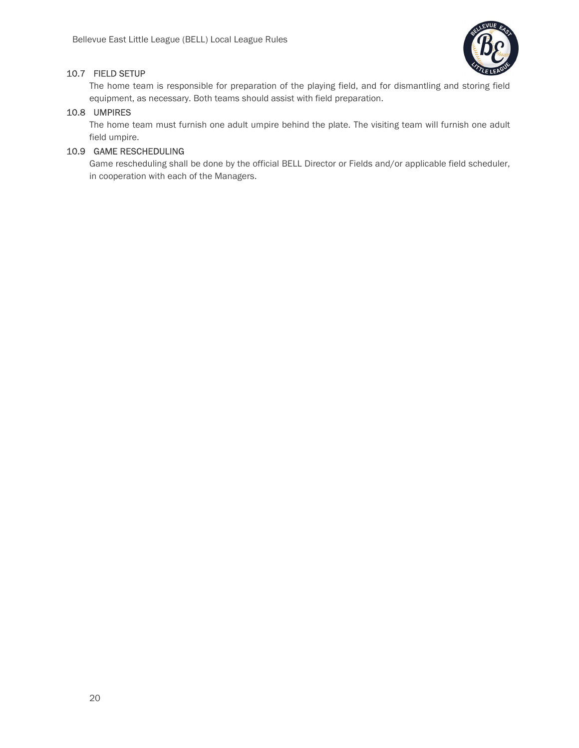### 10.7 FIELD SETUP

The home team is responsible for preparation of the playing field, and for dismantling and storing field equipment, as necessary. Both teams should assist with field preparation.

### 10.8 UMPIRES

The home team must furnish one adult umpire behind the plate. The visiting team will furnish one adult field umpire.

### 10.9 GAME RESCHEDULING

Game rescheduling shall be done by the official BELL Director or Fields and/or applicable field scheduler, in cooperation with each of the Managers.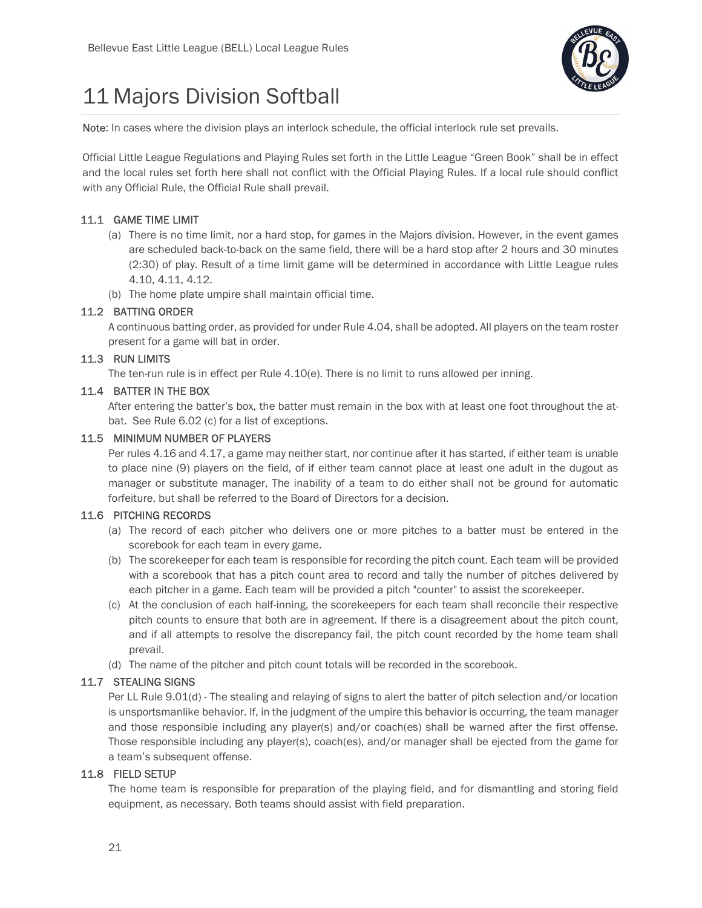# 11 Majors Division Softball

Note: In cases where the division plays an interlock schedule, the official interlock rule set prevails.

Official Little League Regulations and Playing Rules set forth in the Little League "Green Book" shall be in effect and the local rules set forth here shall not conflict with the Official Playing Rules. If a local rule should conflict with any Official Rule, the Official Rule shall prevail.

### 11.1 GAME TIME LIMIT

(a) There is no time limit, nor a hard stop, for games in the Majors division. However, in the event games are scheduled back-to-back on the same field, there will be a hard stop after 2 hours and 30 minutes (2:30) of play. Result of a time limit game will be determined in accordance with Little League rules 4.10, 4.11, 4.12.

(b) The home plate umpire shall maintain official time.

### 11.2 BATTING ORDER

A continuous batting order, as provided for under Rule 4.04, shall be adopted. All players on the team roster present for a game will bat in order.

### 11.3 RUN LIMITS

The ten-run rule is in effect per Rule 4.10(e). There is no limit to runs allowed per inning.

### 11.4 BATTER IN THE BOX

After entering the batter's box, the batter must remain in the box with at least one foot throughout the at-bat. See Rule 6.02 (c) for a list of exceptions.

### 11.5 MINIMUM NUMBER OF PLAYERS

Per rules 4.16 and 4.17, a game may neither start, nor continue after it has started, if either team is unable to place nine (9) players on the field, of if either team cannot place at least one adult in the dugout as manager or substitute manager, The inability of a team to do either shall not be ground for automatic forfeiture, but shall be referred to the Board of Directors for a decision.

### 11.6 PITCHING RECORDS

(a) The record of each pitcher who delivers one or more pitches to a batter must be entered in the scorebook for each team in every game.

(b) The scorekeeper for each team is responsible for recording the pitch count. Each team will be provided with a scorebook that has a pitch count area to record and tally the number of pitches delivered by each pitcher in a game. Each team will be provided a pitch "counter" to assist the scorekeeper.

(c) At the conclusion of each half-inning, the scorekeepers for each team shall reconcile their respective pitch counts to ensure that both are in agreement. If there is a disagreement about the pitch count, and if all attempts to resolve the discrepancy fail, the pitch count recorded by the home team shall prevail.

(d) The name of the pitcher and pitch count totals will be recorded in the scorebook.

### 11.7 STEALING SIGNS

Per LL Rule 9.01(d) - The stealing and relaying of signs to alert the batter of pitch selection and/or location is unsportsmanlike behavior. If, in the judgment of the umpire this behavior is occurring, the team manager and those responsible including any player(s) and/or coach(es) shall be warned after the first offense. Those responsible including any player(s), coach(es), and/or manager shall be ejected from the game for a team's subsequent offense.

### 11.8 FIELD SETUP

The home team is responsible for preparation of the playing field, and for dismantling and storing field equipment, as necessary. Both teams should assist with field preparation.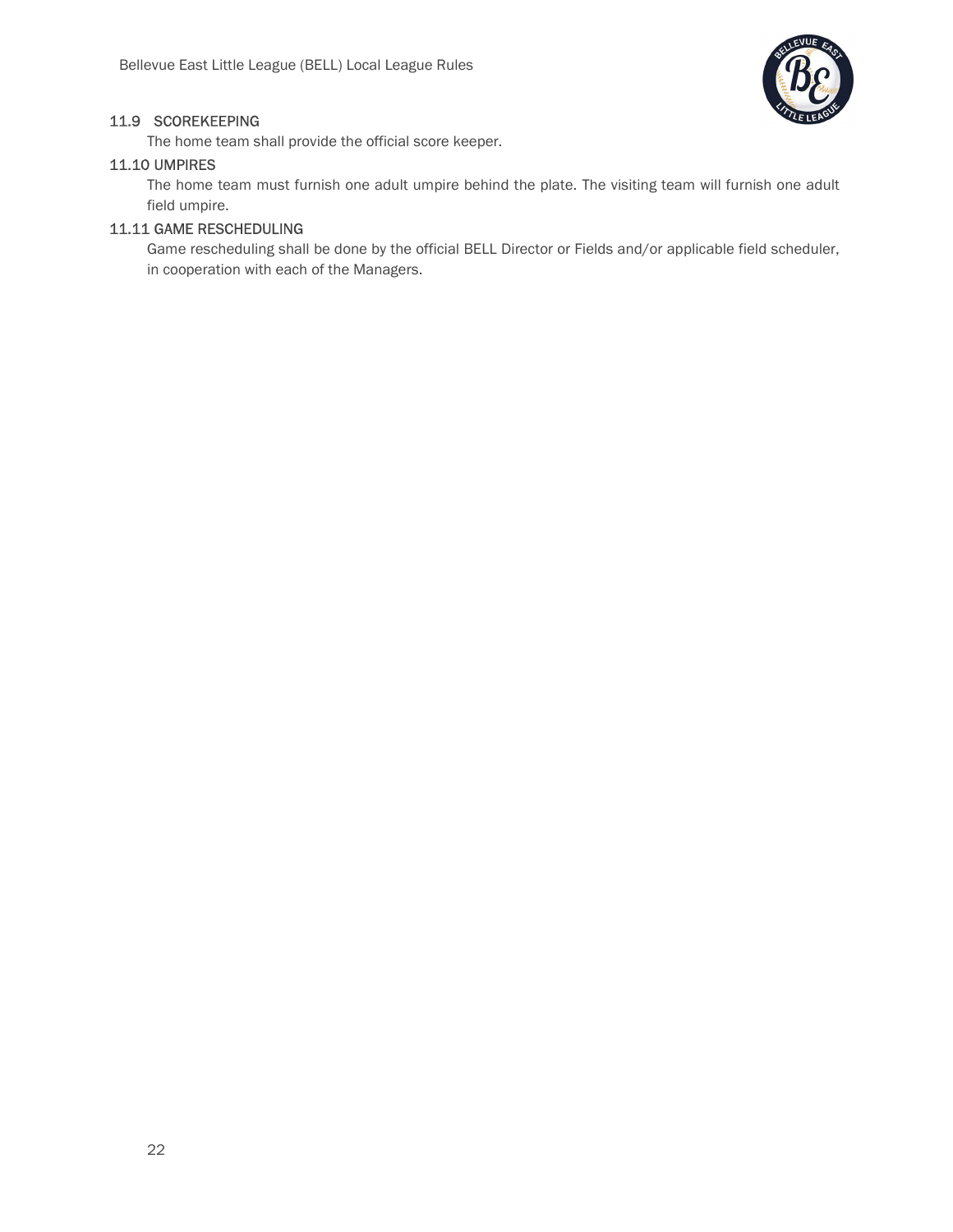### 11.9 SCOREKEEPING

The home team shall provide the official score keeper.

### 11.10 UMPIRES

The home team must furnish one adult umpire behind the plate. The visiting team will furnish one adult field umpire.

### 11.11 GAME RESCHEDULING

Game rescheduling shall be done by the official BELL Director or Fields and/or applicable field scheduler, in cooperation with each of the Managers.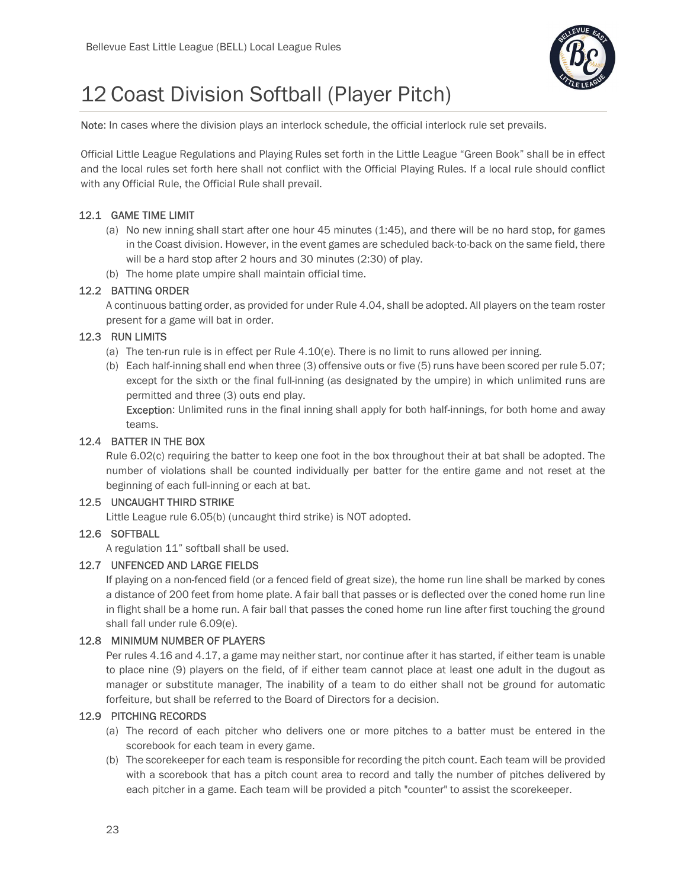# 12 Coast Division Softball (Player Pitch)

**Note**: In cases where the division plays an interlock schedule, the official interlock rule set prevails.

Official Little League Regulations and Playing Rules set forth in the Little League "Green Book" shall be in effect and the local rules set forth here shall not conflict with the Official Playing Rules. If a local rule should conflict with any Official Rule, the Official Rule shall prevail.

### 12.1 GAME TIME LIMIT

(a) No new inning shall start after one hour 45 minutes (1:45), and there will be no hard stop, for games in the Coast division. However, in the event games are scheduled back-to-back on the same field, there will be a hard stop after 2 hours and 30 minutes (2:30) of play.

(b) The home plate umpire shall maintain official time.

### 12.2 BATTING ORDER

A continuous batting order, as provided for under Rule 4.04, shall be adopted. All players on the team roster present for a game will bat in order.

### 12.3 RUN LIMITS

(a) The ten-run rule is in effect per Rule 4.10(e). There is no limit to runs allowed per inning.

(b) Each half-inning shall end when three (3) offensive outs or five (5) runs have been scored per rule 5.07; except for the sixth or the final full-inning (as designated by the umpire) in which unlimited runs are permitted and three (3) outs end play.
**Exception**: Unlimited runs in the final inning shall apply for both half-innings, for both home and away teams.

### 12.4 BATTER IN THE BOX

Rule 6.02(c) requiring the batter to keep one foot in the box throughout their at bat shall be adopted. The number of violations shall be counted individually per batter for the entire game and not reset at the beginning of each full-inning or each at bat.

### 12.5 UNCAUGHT THIRD STRIKE

Little League rule 6.05(b) (uncaught third strike) is NOT adopted.

### 12.6 SOFTBALL

A regulation 11" softball shall be used.

### 12.7 UNFENCED AND LARGE FIELDS

If playing on a non-fenced field (or a fenced field of great size), the home run line shall be marked by cones a distance of 200 feet from home plate. A fair ball that passes or is deflected over the coned home run line in flight shall be a home run. A fair ball that passes the coned home run line after first touching the ground shall fall under rule 6.09(e).

### 12.8 MINIMUM NUMBER OF PLAYERS

Per rules 4.16 and 4.17, a game may neither start, nor continue after it has started, if either team is unable to place nine (9) players on the field, of if either team cannot place at least one adult in the dugout as manager or substitute manager, The inability of a team to do either shall not be ground for automatic forfeiture, but shall be referred to the Board of Directors for a decision.

### 12.9 PITCHING RECORDS

(a) The record of each pitcher who delivers one or more pitches to a batter must be entered in the scorebook for each team in every game.

(b) The scorekeeper for each team is responsible for recording the pitch count. Each team will be provided with a scorebook that has a pitch count area to record and tally the number of pitches delivered by each pitcher in a game. Each team will be provided a pitch "counter" to assist the scorekeeper.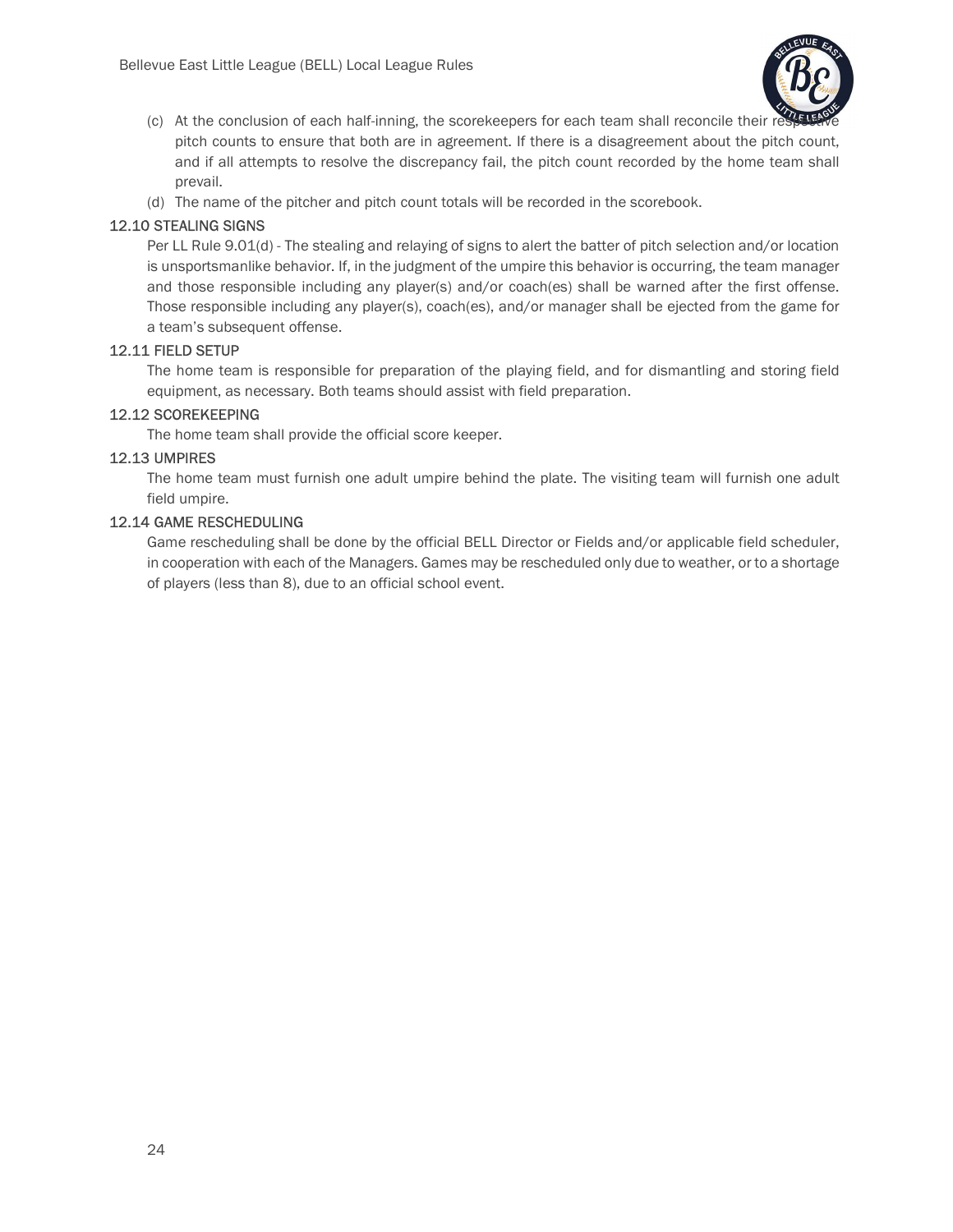(c) At the conclusion of each half-inning, the scorekeepers for each team shall reconcile their respective pitch counts to ensure that both are in agreement. If there is a disagreement about the pitch count, and if all attempts to resolve the discrepancy fail, the pitch count recorded by the home team shall prevail.

(d) The name of the pitcher and pitch count totals will be recorded in the scorebook.

### 12.10 STEALING SIGNS

Per LL Rule 9.01(d) - The stealing and relaying of signs to alert the batter of pitch selection and/or location is unsportsmanlike behavior. If, in the judgment of the umpire this behavior is occurring, the team manager and those responsible including any player(s) and/or coach(es) shall be warned after the first offense. Those responsible including any player(s), coach(es), and/or manager shall be ejected from the game for a team's subsequent offense.

### 12.11 FIELD SETUP

The home team is responsible for preparation of the playing field, and for dismantling and storing field equipment, as necessary. Both teams should assist with field preparation.

### 12.12 SCOREKEEPING

The home team shall provide the official score keeper.

### 12.13 UMPIRES

The home team must furnish one adult umpire behind the plate. The visiting team will furnish one adult field umpire.

### 12.14 GAME RESCHEDULING

Game rescheduling shall be done by the official BELL Director or Fields and/or applicable field scheduler, in cooperation with each of the Managers. Games may be rescheduled only due to weather, or to a shortage of players (less than 8), due to an official school event.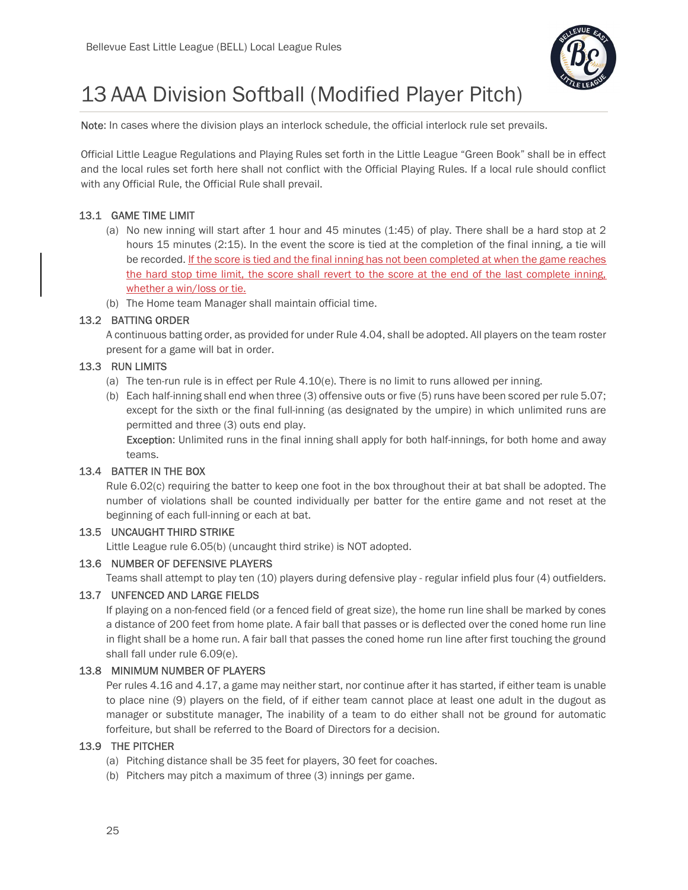# 13 AAA Division Softball (Modified Player Pitch)

**Note**: In cases where the division plays an interlock schedule, the official interlock rule set prevails.

Official Little League Regulations and Playing Rules set forth in the Little League "Green Book" shall be in effect and the local rules set forth here shall not conflict with the Official Playing Rules. If a local rule should conflict with any Official Rule, the Official Rule shall prevail.

## 13.1 GAME TIME LIMIT

(a) No new inning will start after 1 hour and 45 minutes (1:45) of play. There shall be a hard stop at 2 hours 15 minutes (2:15). In the event the score is tied at the completion of the final inning, a tie will be recorded. If the score is tied and the final inning has not been completed at when the game reaches the hard stop time limit, the score shall revert to the score at the end of the last complete inning, whether a win/loss or tie.

(b) The Home team Manager shall maintain official time.

## 13.2 BATTING ORDER

A continuous batting order, as provided for under Rule 4.04, shall be adopted. All players on the team roster present for a game will bat in order.

## 13.3 RUN LIMITS

(a) The ten-run rule is in effect per Rule 4.10(e). There is no limit to runs allowed per inning.

(b) Each half-inning shall end when three (3) offensive outs or five (5) runs have been scored per rule 5.07; except for the sixth or the final full-inning (as designated by the umpire) in which unlimited runs are permitted and three (3) outs end play.

**Exception**: Unlimited runs in the final inning shall apply for both half-innings, for both home and away teams.

## 13.4 BATTER IN THE BOX

Rule 6.02(c) requiring the batter to keep one foot in the box throughout their at bat shall be adopted. The number of violations shall be counted individually per batter for the entire game and not reset at the beginning of each full-inning or each at bat.

## 13.5 UNCAUGHT THIRD STRIKE

Little League rule 6.05(b) (uncaught third strike) is NOT adopted.

## 13.6 NUMBER OF DEFENSIVE PLAYERS

Teams shall attempt to play ten (10) players during defensive play - regular infield plus four (4) outfielders.

## 13.7 UNFENCED AND LARGE FIELDS

If playing on a non-fenced field (or a fenced field of great size), the home run line shall be marked by cones a distance of 200 feet from home plate. A fair ball that passes or is deflected over the coned home run line in flight shall be a home run. A fair ball that passes the coned home run line after first touching the ground shall fall under rule 6.09(e).

## 13.8 MINIMUM NUMBER OF PLAYERS

Per rules 4.16 and 4.17, a game may neither start, nor continue after it has started, if either team is unable to place nine (9) players on the field, of if either team cannot place at least one adult in the dugout as manager or substitute manager, The inability of a team to do either shall not be ground for automatic forfeiture, but shall be referred to the Board of Directors for a decision.

## 13.9 THE PITCHER

(a) Pitching distance shall be 35 feet for players, 30 feet for coaches.

(b) Pitchers may pitch a maximum of three (3) innings per game.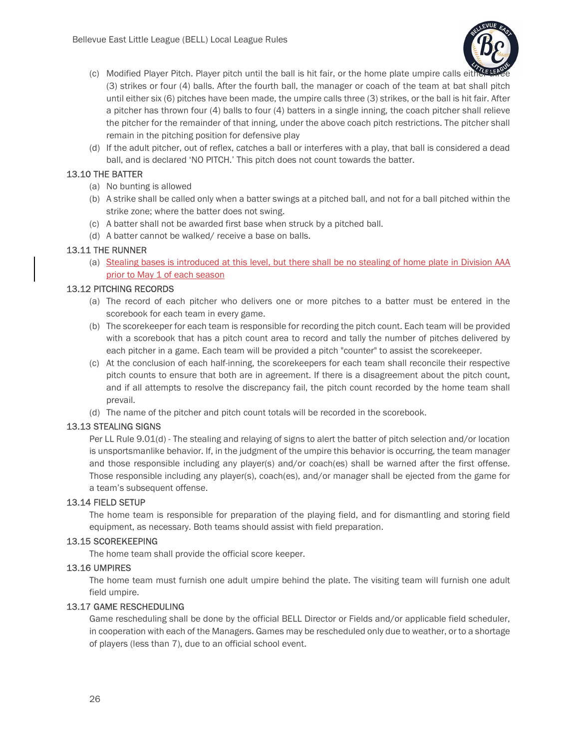(c) Modified Player Pitch. Player pitch until the ball is hit fair, or the home plate umpire calls either three (3) strikes or four (4) balls. After the fourth ball, the manager or coach of the team at bat shall pitch until either six (6) pitches have been made, the umpire calls three (3) strikes, or the ball is hit fair. After a pitcher has thrown four (4) balls to four (4) batters in a single inning, the coach pitcher shall relieve the pitcher for the remainder of that inning, under the above coach pitch restrictions. The pitcher shall remain in the pitching position for defensive play

(d) If the adult pitcher, out of reflex, catches a ball or interferes with a play, that ball is considered a dead ball, and is declared 'NO PITCH.' This pitch does not count towards the batter.

### 13.10 THE BATTER

(a) No bunting is allowed

(b) A strike shall be called only when a batter swings at a pitched ball, and not for a ball pitched within the strike zone; where the batter does not swing.

(c) A batter shall not be awarded first base when struck by a pitched ball.

(d) A batter cannot be walked/ receive a base on balls.

### 13.11 THE RUNNER

(a) Stealing bases is introduced at this level, but there shall be no stealing of home plate in Division AAA prior to May 1 of each season

### 13.12 PITCHING RECORDS

(a) The record of each pitcher who delivers one or more pitches to a batter must be entered in the scorebook for each team in every game.

(b) The scorekeeper for each team is responsible for recording the pitch count. Each team will be provided with a scorebook that has a pitch count area to record and tally the number of pitches delivered by each pitcher in a game. Each team will be provided a pitch "counter" to assist the scorekeeper.

(c) At the conclusion of each half-inning, the scorekeepers for each team shall reconcile their respective pitch counts to ensure that both are in agreement. If there is a disagreement about the pitch count, and if all attempts to resolve the discrepancy fail, the pitch count recorded by the home team shall prevail.

(d) The name of the pitcher and pitch count totals will be recorded in the scorebook.

### 13.13 STEALING SIGNS

Per LL Rule 9.01(d) - The stealing and relaying of signs to alert the batter of pitch selection and/or location is unsportsmanlike behavior. If, in the judgment of the umpire this behavior is occurring, the team manager and those responsible including any player(s) and/or coach(es) shall be warned after the first offense. Those responsible including any player(s), coach(es), and/or manager shall be ejected from the game for a team's subsequent offense.

### 13.14 FIELD SETUP

The home team is responsible for preparation of the playing field, and for dismantling and storing field equipment, as necessary. Both teams should assist with field preparation.

### 13.15 SCOREKEEPING

The home team shall provide the official score keeper.

### 13.16 UMPIRES

The home team must furnish one adult umpire behind the plate. The visiting team will furnish one adult field umpire.

### 13.17 GAME RESCHEDULING

Game rescheduling shall be done by the official BELL Director or Fields and/or applicable field scheduler, in cooperation with each of the Managers. Games may be rescheduled only due to weather, or to a shortage of players (less than 7), due to an official school event.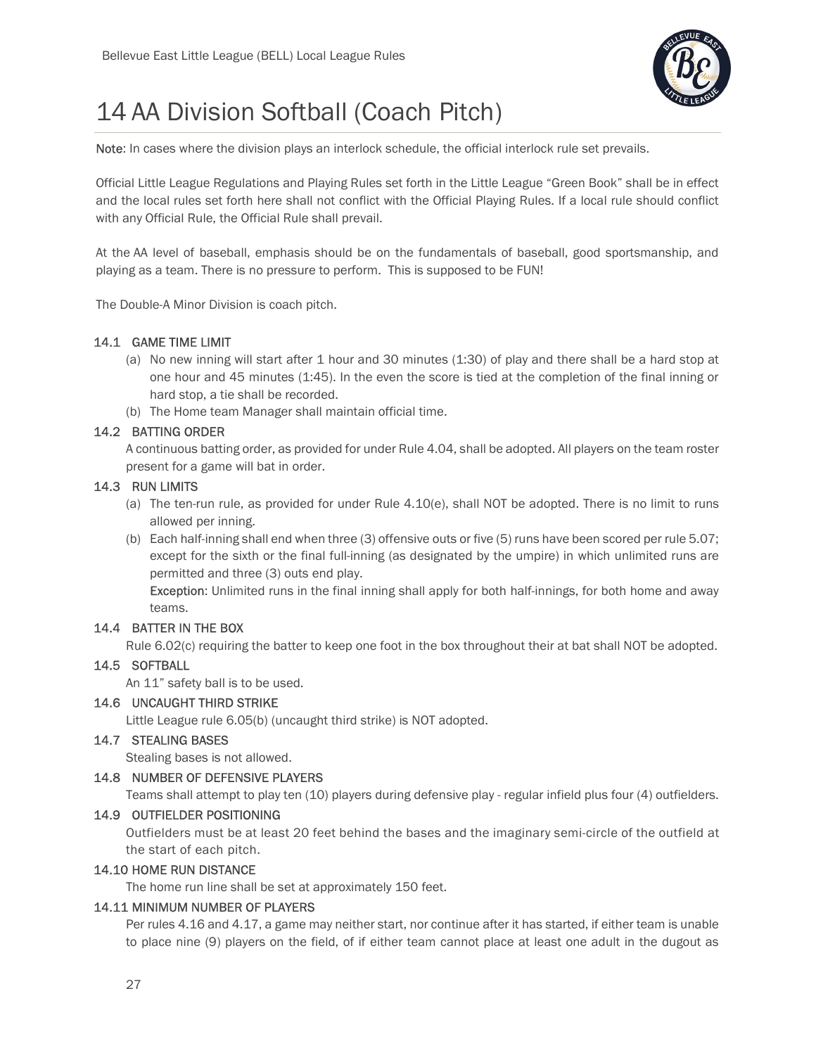# 14 AA Division Softball (Coach Pitch)

**Note**: In cases where the division plays an interlock schedule, the official interlock rule set prevails.

Official Little League Regulations and Playing Rules set forth in the Little League "Green Book" shall be in effect and the local rules set forth here shall not conflict with the Official Playing Rules. If a local rule should conflict with any Official Rule, the Official Rule shall prevail.

At the AA level of baseball, emphasis should be on the fundamentals of baseball, good sportsmanship, and playing as a team. There is no pressure to perform. This is supposed to be FUN!

The Double-A Minor Division is coach pitch.

### 14.1 GAME TIME LIMIT

(a) No new inning will start after 1 hour and 30 minutes (1:30) of play and there shall be a hard stop at one hour and 45 minutes (1:45). In the even the score is tied at the completion of the final inning or hard stop, a tie shall be recorded.

(b) The Home team Manager shall maintain official time.

### 14.2 BATTING ORDER

A continuous batting order, as provided for under Rule 4.04, shall be adopted. All players on the team roster present for a game will bat in order.

### 14.3 RUN LIMITS

(a) The ten-run rule, as provided for under Rule 4.10(e), shall NOT be adopted. There is no limit to runs allowed per inning.

(b) Each half-inning shall end when three (3) offensive outs or five (5) runs have been scored per rule 5.07; except for the sixth or the final full-inning (as designated by the umpire) in which unlimited runs are permitted and three (3) outs end play.
**Exception**: Unlimited runs in the final inning shall apply for both half-innings, for both home and away teams.

### 14.4 BATTER IN THE BOX

Rule 6.02(c) requiring the batter to keep one foot in the box throughout their at bat shall NOT be adopted.

### 14.5 SOFTBALL

An 11" safety ball is to be used.

### 14.6 UNCAUGHT THIRD STRIKE

Little League rule 6.05(b) (uncaught third strike) is NOT adopted.

### 14.7 STEALING BASES

Stealing bases is not allowed.

### 14.8 NUMBER OF DEFENSIVE PLAYERS

Teams shall attempt to play ten (10) players during defensive play - regular infield plus four (4) outfielders.

### 14.9 OUTFIELDER POSITIONING

Outfielders must be at least 20 feet behind the bases and the imaginary semi-circle of the outfield at the start of each pitch.

### 14.10 HOME RUN DISTANCE

The home run line shall be set at approximately 150 feet.

### 14.11 MINIMUM NUMBER OF PLAYERS

Per rules 4.16 and 4.17, a game may neither start, nor continue after it has started, if either team is unable to place nine (9) players on the field, of if either team cannot place at least one adult in the dugout as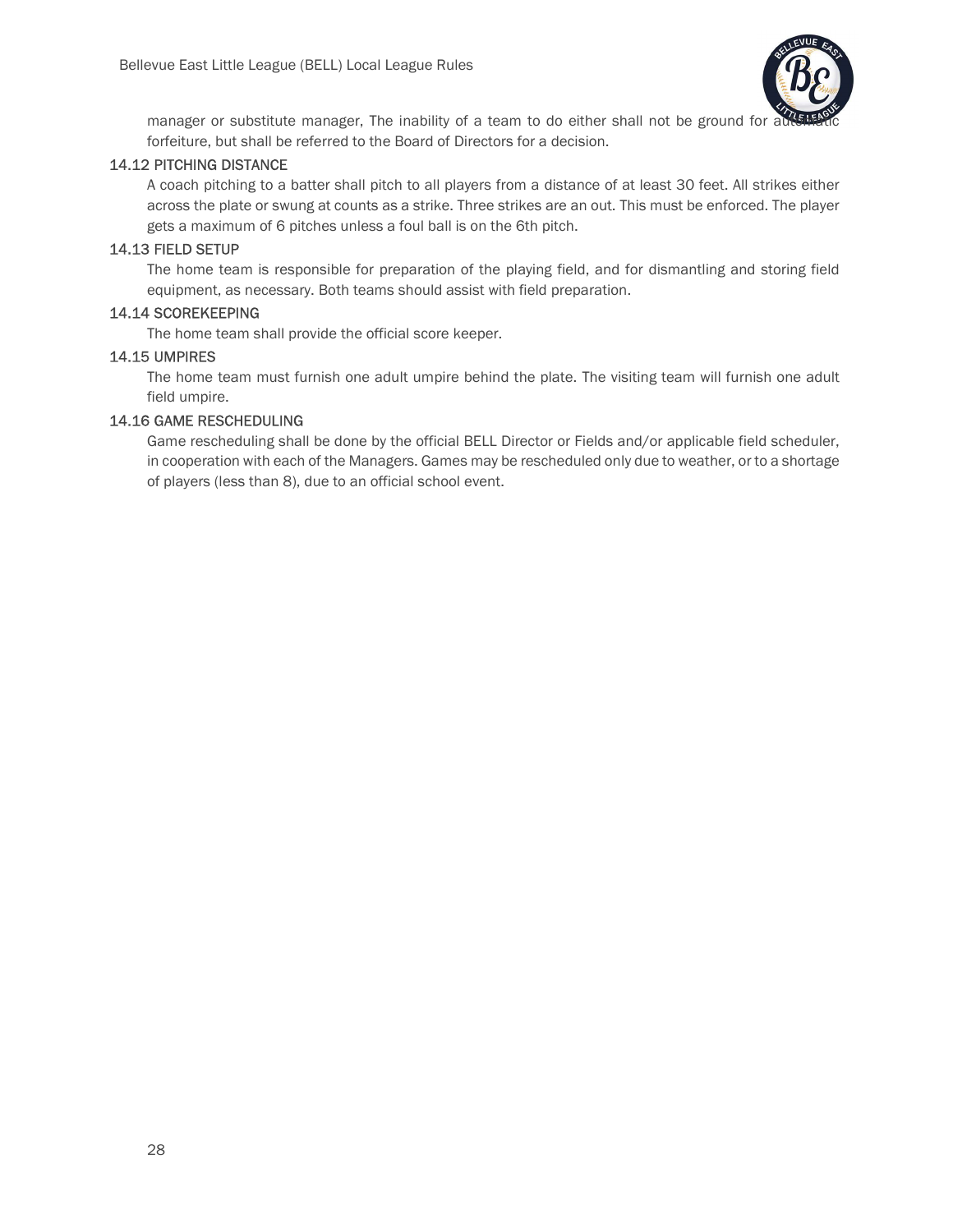manager or substitute manager, The inability of a team to do either shall not be ground for automatic forfeiture, but shall be referred to the Board of Directors for a decision.

### 14.12 PITCHING DISTANCE

A coach pitching to a batter shall pitch to all players from a distance of at least 30 feet. All strikes either across the plate or swung at counts as a strike. Three strikes are an out. This must be enforced. The player gets a maximum of 6 pitches unless a foul ball is on the 6th pitch.

### 14.13 FIELD SETUP

The home team is responsible for preparation of the playing field, and for dismantling and storing field equipment, as necessary. Both teams should assist with field preparation.

### 14.14 SCOREKEEPING

The home team shall provide the official score keeper.

### 14.15 UMPIRES

The home team must furnish one adult umpire behind the plate. The visiting team will furnish one adult field umpire.

### 14.16 GAME RESCHEDULING

Game rescheduling shall be done by the official BELL Director or Fields and/or applicable field scheduler, in cooperation with each of the Managers. Games may be rescheduled only due to weather, or to a shortage of players (less than 8), due to an official school event.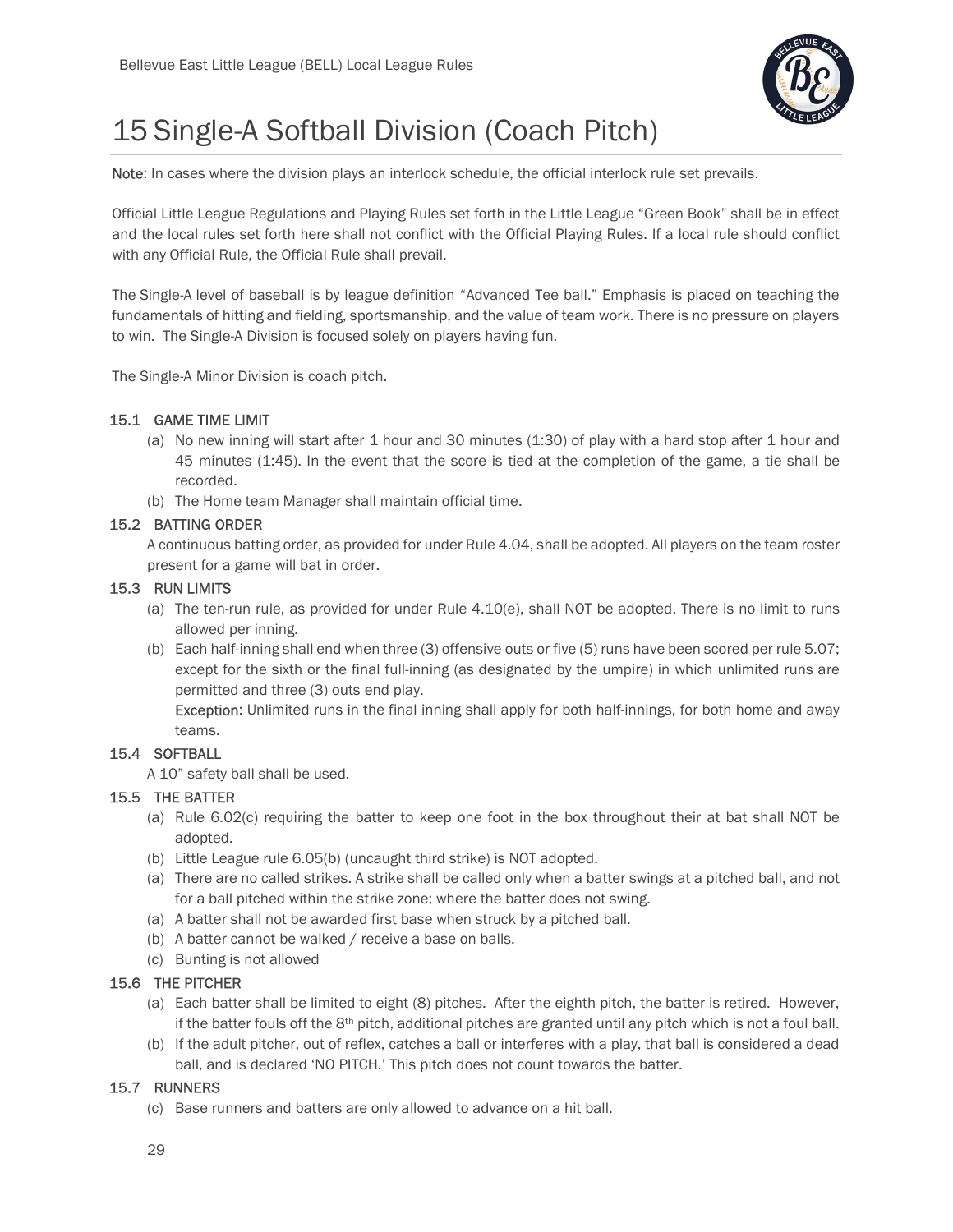# 15 Single-A Softball Division (Coach Pitch)

**Note**: In cases where the division plays an interlock schedule, the official interlock rule set prevails.

Official Little League Regulations and Playing Rules set forth in the Little League "Green Book" shall be in effect and the local rules set forth here shall not conflict with the Official Playing Rules. If a local rule should conflict with any Official Rule, the Official Rule shall prevail.

The Single-A level of baseball is by league definition "Advanced Tee ball." Emphasis is placed on teaching the fundamentals of hitting and fielding, sportsmanship, and the value of team work. There is no pressure on players to win. The Single-A Division is focused solely on players having fun.

The Single-A Minor Division is coach pitch.

### 15.1 GAME TIME LIMIT

(a) No new inning will start after 1 hour and 30 minutes (1:30) of play with a hard stop after 1 hour and 45 minutes (1:45). In the event that the score is tied at the completion of the game, a tie shall be recorded.

(b) The Home team Manager shall maintain official time.

### 15.2 BATTING ORDER

A continuous batting order, as provided for under Rule 4.04, shall be adopted. All players on the team roster present for a game will bat in order.

### 15.3 RUN LIMITS

(a) The ten-run rule, as provided for under Rule 4.10(e), shall NOT be adopted. There is no limit to runs allowed per inning.

(b) Each half-inning shall end when three (3) offensive outs or five (5) runs have been scored per rule 5.07; except for the sixth or the final full-inning (as designated by the umpire) in which unlimited runs are permitted and three (3) outs end play.
**Exception**: Unlimited runs in the final inning shall apply for both half-innings, for both home and away teams.

### 15.4 SOFTBALL

A 10" safety ball shall be used.

### 15.5 THE BATTER

(a) Rule 6.02(c) requiring the batter to keep one foot in the box throughout their at bat shall NOT be adopted.

(b) Little League rule 6.05(b) (uncaught third strike) is NOT adopted.

(a) There are no called strikes. A strike shall be called only when a batter swings at a pitched ball, and not for a ball pitched within the strike zone; where the batter does not swing.

(a) A batter shall not be awarded first base when struck by a pitched ball.

(b) A batter cannot be walked / receive a base on balls.

(c) Bunting is not allowed

### 15.6 THE PITCHER

(a) Each batter shall be limited to eight (8) pitches. After the eighth pitch, the batter is retired. However, if the batter fouls off the 8th pitch, additional pitches are granted until any pitch which is not a foul ball.

(b) If the adult pitcher, out of reflex, catches a ball or interferes with a play, that ball is considered a dead ball, and is declared 'NO PITCH.' This pitch does not count towards the batter.

### 15.7 RUNNERS

(c) Base runners and batters are only allowed to advance on a hit ball.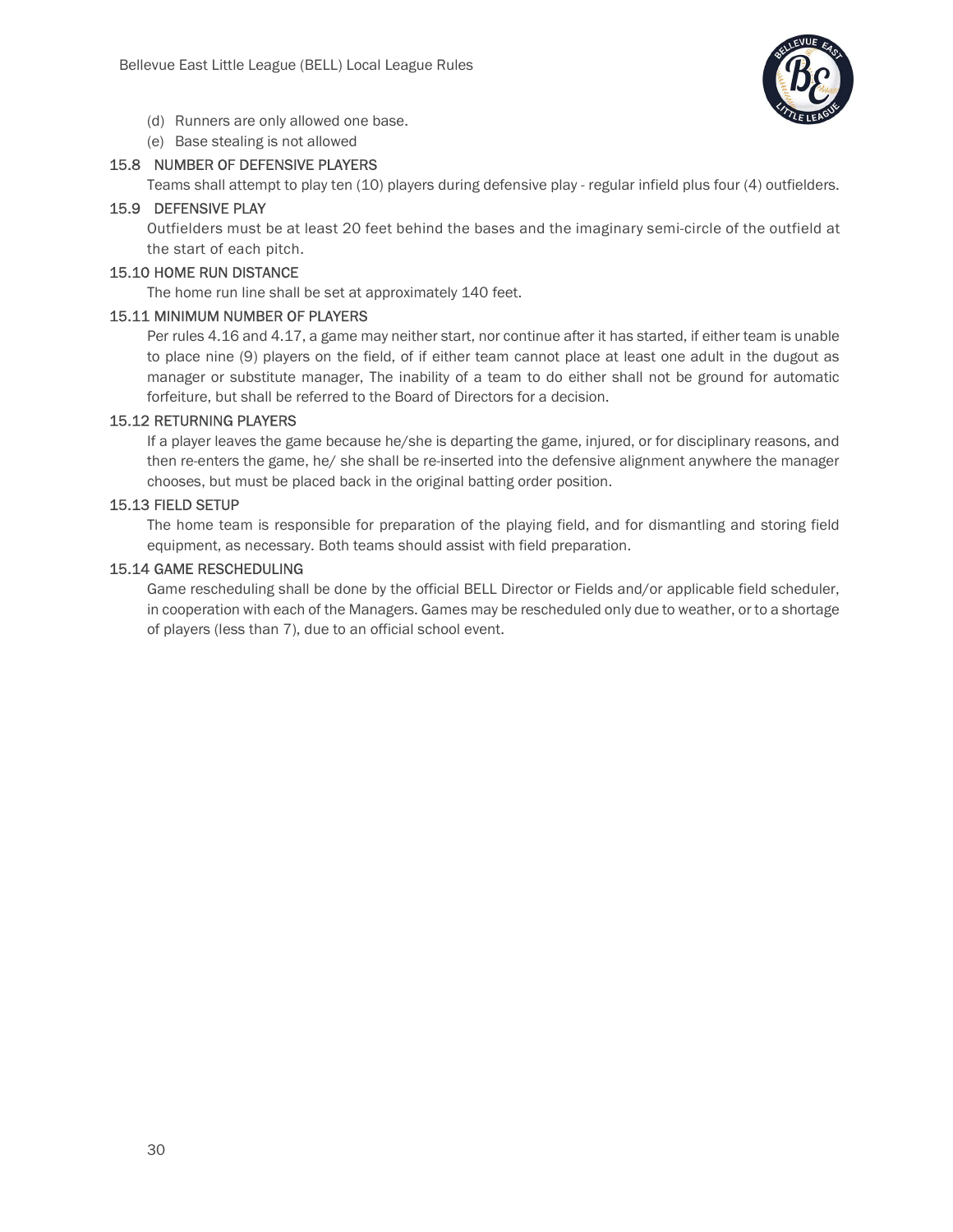(d) Runners are only allowed one base.

(e) Base stealing is not allowed

### 15.8 NUMBER OF DEFENSIVE PLAYERS

Teams shall attempt to play ten (10) players during defensive play - regular infield plus four (4) outfielders.

### 15.9 DEFENSIVE PLAY

Outfielders must be at least 20 feet behind the bases and the imaginary semi-circle of the outfield at the start of each pitch.

### 15.10 HOME RUN DISTANCE

The home run line shall be set at approximately 140 feet.

### 15.11 MINIMUM NUMBER OF PLAYERS

Per rules 4.16 and 4.17, a game may neither start, nor continue after it has started, if either team is unable to place nine (9) players on the field, of if either team cannot place at least one adult in the dugout as manager or substitute manager, The inability of a team to do either shall not be ground for automatic forfeiture, but shall be referred to the Board of Directors for a decision.

### 15.12 RETURNING PLAYERS

If a player leaves the game because he/she is departing the game, injured, or for disciplinary reasons, and then re-enters the game, he/ she shall be re-inserted into the defensive alignment anywhere the manager chooses, but must be placed back in the original batting order position.

### 15.13 FIELD SETUP

The home team is responsible for preparation of the playing field, and for dismantling and storing field equipment, as necessary. Both teams should assist with field preparation.

### 15.14 GAME RESCHEDULING

Game rescheduling shall be done by the official BELL Director or Fields and/or applicable field scheduler, in cooperation with each of the Managers. Games may be rescheduled only due to weather, or to a shortage of players (less than 7), due to an official school event.